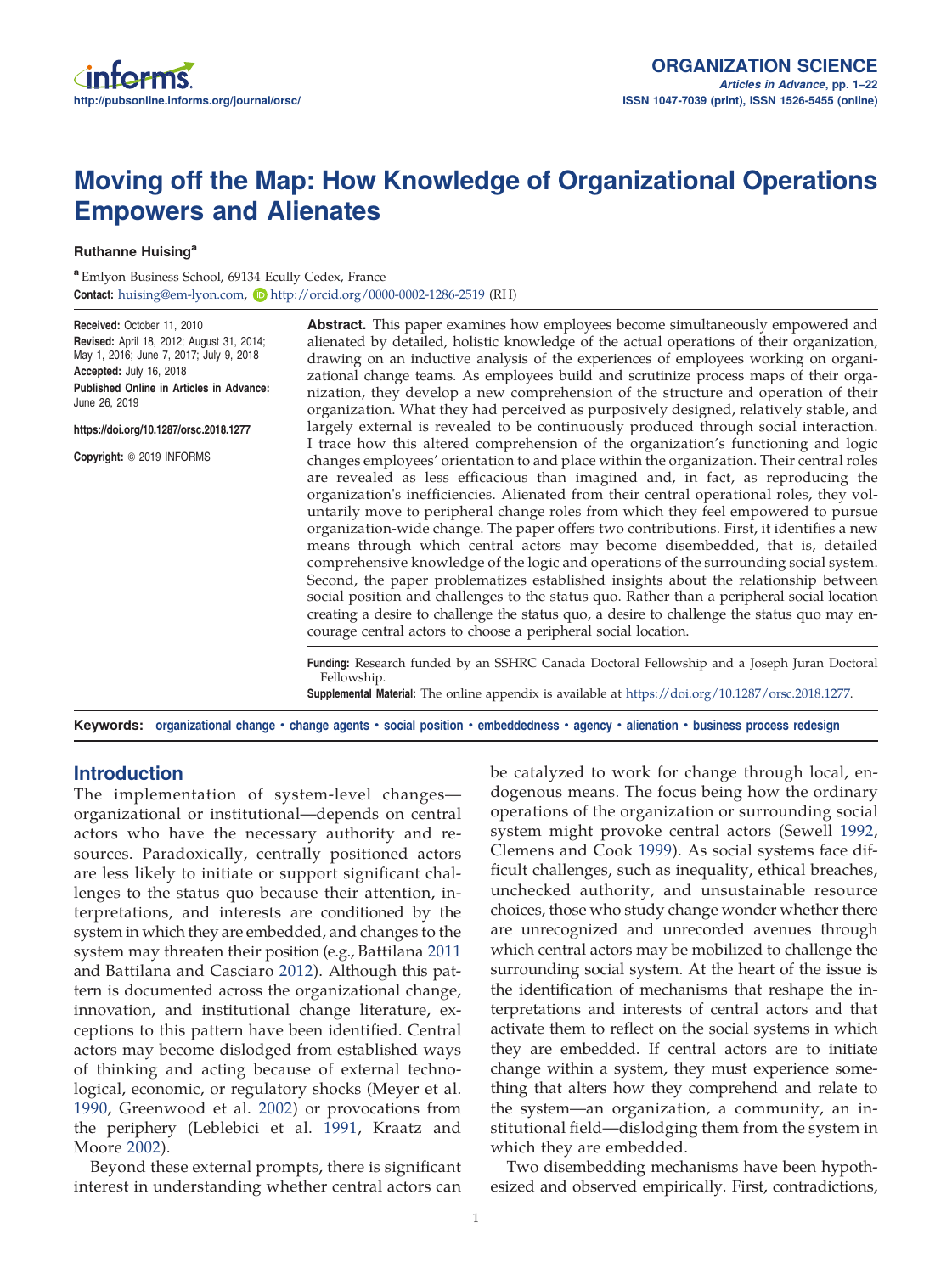# Moving off the Map: How Knowledge of Organizational Operations Empowers and Alienates

**Ruthanne Huising**[a]

[a] Emlyon Business School, 69134 Ecully Cedex, France

**Contact:** huising@em-lyon.com, http://orcid.org/0000-0002-1286-2519 (RH)

**Received:** October 11, 2010
**Revised:** April 18, 2012; August 31, 2014; May 1, 2016; June 7, 2017; July 9, 2018
**Accepted:** July 16, 2018
**Published Online in Articles in Advance:** June 26, 2019

https://doi.org/10.1287/orsc.2018.1277

**Copyright:** © 2019 INFORMS

**Abstract.** This paper examines how employees become simultaneously empowered and alienated by detailed, holistic knowledge of the actual operations of their organization, drawing on an inductive analysis of the experiences of employees working on organizational change teams. As employees build and scrutinize process maps of their organization, they develop a new comprehension of the structure and operation of their organization. What they had perceived as purposively designed, relatively stable, and largely external is revealed to be continuously produced through social interaction. I trace how this altered comprehension of the organization's functioning and logic changes employees' orientation to and place within the organization. Their central roles are revealed as less efficacious than imagined and, in fact, as reproducing the organization's inefficiencies. Alienated from their central operational roles, they voluntarily move to peripheral change roles from which they feel empowered to pursue organization-wide change. The paper offers two contributions. First, it identifies a new means through which central actors may become disembedded, that is, detailed comprehensive knowledge of the logic and operations of the surrounding social system. Second, the paper problematizes established insights about the relationship between social position and challenges to the status quo. Rather than a peripheral social location creating a desire to challenge the status quo, a desire to challenge the status quo may encourage central actors to choose a peripheral social location.

**Funding:** Research funded by an SSHRC Canada Doctoral Fellowship and a Joseph Juran Doctoral Fellowship.
**Supplemental Material:** The online appendix is available at https://doi.org/10.1287/orsc.2018.1277.

**Keywords:** organizational change • change agents • social position • embeddedness • agency • alienation • business process redesign

## Introduction

The implementation of system-level changes—organizational or institutional—depends on central actors who have the necessary authority and resources. Paradoxically, centrally positioned actors are less likely to initiate or support significant challenges to the status quo because their attention, interpretations, and interests are conditioned by the system in which they are embedded, and changes to the system may threaten their position (e.g., Battilana 2011 and Battilana and Casciaro 2012). Although this pattern is documented across the organizational change, innovation, and institutional change literature, exceptions to this pattern have been identified. Central actors may become dislodged from established ways of thinking and acting because of external technological, economic, or regulatory shocks (Meyer et al. 1990, Greenwood et al. 2002) or provocations from the periphery (Leblebici et al. 1991, Kraatz and Moore 2002).

Beyond these external prompts, there is significant interest in understanding whether central actors can be catalyzed to work for change through local, endogenous means. The focus being how the ordinary operations of the organization or surrounding social system might provoke central actors (Sewell 1992, Clemens and Cook 1999). As social systems face difficult challenges, such as inequality, ethical breaches, unchecked authority, and unsustainable resource choices, those who study change wonder whether there are unrecognized and unrecorded avenues through which central actors may be mobilized to challenge the surrounding social system. At the heart of the issue is the identification of mechanisms that reshape the interpretations and interests of central actors and that activate them to reflect on the social systems in which they are embedded. If central actors are to initiate change within a system, they must experience something that alters how they comprehend and relate to the system—an organization, a community, an institutional field—dislodging them from the system in which they are embedded.

Two disembedding mechanisms have been hypothesized and observed empirically. First, contradictions,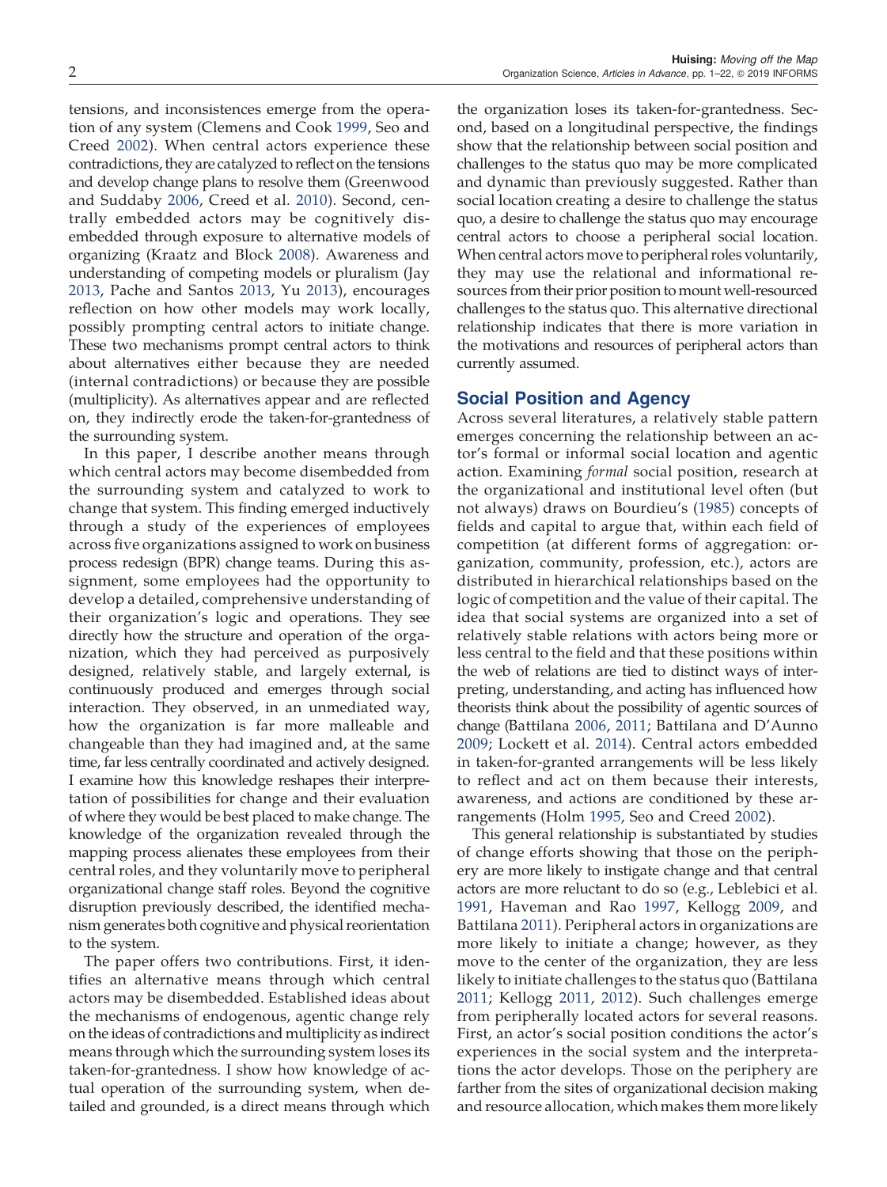tensions, and inconsistences emerge from the operation of any system (Clemens and Cook 1999, Seo and Creed 2002). When central actors experience these contradictions, they are catalyzed to reflect on the tensions and develop change plans to resolve them (Greenwood and Suddaby 2006, Creed et al. 2010). Second, centrally embedded actors may be cognitively disembedded through exposure to alternative models of organizing (Kraatz and Block 2008). Awareness and understanding of competing models or pluralism (Jay 2013, Pache and Santos 2013, Yu 2013), encourages reflection on how other models may work locally, possibly prompting central actors to initiate change. These two mechanisms prompt central actors to think about alternatives either because they are needed (internal contradictions) or because they are possible (multiplicity). As alternatives appear and are reflected on, they indirectly erode the taken-for-grantedness of the surrounding system.

In this paper, I describe another means through which central actors may become disembedded from the surrounding system and catalyzed to work to change that system. This finding emerged inductively through a study of the experiences of employees across five organizations assigned to work on business process redesign (BPR) change teams. During this assignment, some employees had the opportunity to develop a detailed, comprehensive understanding of their organization's logic and operations. They see directly how the structure and operation of the organization, which they had perceived as purposively designed, relatively stable, and largely external, is continuously produced and emerges through social interaction. They observed, in an unmediated way, how the organization is far more malleable and changeable than they had imagined and, at the same time, far less centrally coordinated and actively designed. I examine how this knowledge reshapes their interpretation of possibilities for change and their evaluation of where they would be best placed to make change. The knowledge of the organization revealed through the mapping process alienates these employees from their central roles, and they voluntarily move to peripheral organizational change staff roles. Beyond the cognitive disruption previously described, the identified mechanism generates both cognitive and physical reorientation to the system.

The paper offers two contributions. First, it identifies an alternative means through which central actors may be disembedded. Established ideas about the mechanisms of endogenous, agentic change rely on the ideas of contradictions and multiplicity as indirect means through which the surrounding system loses its taken-for-grantedness. I show how knowledge of actual operation of the surrounding system, when detailed and grounded, is a direct means through which the organization loses its taken-for-grantedness. Second, based on a longitudinal perspective, the findings show that the relationship between social position and challenges to the status quo may be more complicated and dynamic than previously suggested. Rather than social location creating a desire to challenge the status quo, a desire to challenge the status quo may encourage central actors to choose a peripheral social location. When central actors move to peripheral roles voluntarily, they may use the relational and informational resources from their prior position to mount well-resourced challenges to the status quo. This alternative directional relationship indicates that there is more variation in the motivations and resources of peripheral actors than currently assumed.

## Social Position and Agency

Across several literatures, a relatively stable pattern emerges concerning the relationship between an actor's formal or informal social location and agentic action. Examining *formal* social position, research at the organizational and institutional level often (but not always) draws on Bourdieu's (1985) concepts of fields and capital to argue that, within each field of competition (at different forms of aggregation: organization, community, profession, etc.), actors are distributed in hierarchical relationships based on the logic of competition and the value of their capital. The idea that social systems are organized into a set of relatively stable relations with actors being more or less central to the field and that these positions within the web of relations are tied to distinct ways of interpreting, understanding, and acting has influenced how theorists think about the possibility of agentic sources of change (Battilana 2006, 2011; Battilana and D'Aunno 2009; Lockett et al. 2014). Central actors embedded in taken-for-granted arrangements will be less likely to reflect and act on them because their interests, awareness, and actions are conditioned by these arrangements (Holm 1995, Seo and Creed 2002).

This general relationship is substantiated by studies of change efforts showing that those on the periphery are more likely to instigate change and that central actors are more reluctant to do so (e.g., Leblebici et al. 1991, Haveman and Rao 1997, Kellogg 2009, and Battilana 2011). Peripheral actors in organizations are more likely to initiate a change; however, as they move to the center of the organization, they are less likely to initiate challenges to the status quo (Battilana 2011; Kellogg 2011, 2012). Such challenges emerge from peripherally located actors for several reasons. First, an actor's social position conditions the actor's experiences in the social system and the interpretations the actor develops. Those on the periphery are farther from the sites of organizational decision making and resource allocation, which makes them more likely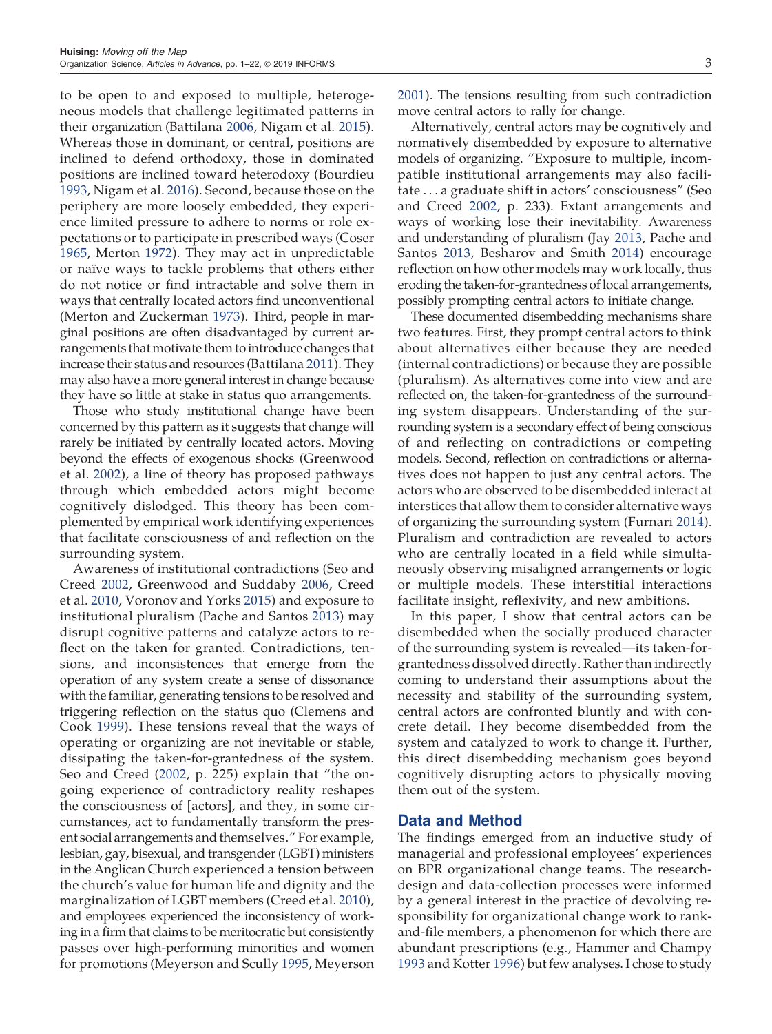to be open to and exposed to multiple, heterogeneous models that challenge legitimated patterns in their organization (Battilana 2006, Nigam et al. 2015). Whereas those in dominant, or central, positions are inclined to defend orthodoxy, those in dominated positions are inclined toward heterodoxy (Bourdieu 1993, Nigam et al. 2016). Second, because those on the periphery are more loosely embedded, they experience limited pressure to adhere to norms or role expectations or to participate in prescribed ways (Coser 1965, Merton 1972). They may act in unpredictable or naïve ways to tackle problems that others either do not notice or find intractable and solve them in ways that centrally located actors find unconventional (Merton and Zuckerman 1973). Third, people in marginal positions are often disadvantaged by current arrangements that motivate them to introduce changes that increase their status and resources (Battilana 2011). They may also have a more general interest in change because they have so little at stake in status quo arrangements.

Those who study institutional change have been concerned by this pattern as it suggests that change will rarely be initiated by centrally located actors. Moving beyond the effects of exogenous shocks (Greenwood et al. 2002), a line of theory has proposed pathways through which embedded actors might become cognitively dislodged. This theory has been complemented by empirical work identifying experiences that facilitate consciousness of and reflection on the surrounding system.

Awareness of institutional contradictions (Seo and Creed 2002, Greenwood and Suddaby 2006, Creed et al. 2010, Voronov and Yorks 2015) and exposure to institutional pluralism (Pache and Santos 2013) may disrupt cognitive patterns and catalyze actors to reflect on the taken for granted. Contradictions, tensions, and inconsistencies that emerge from the operation of any system create a sense of dissonance with the familiar, generating tensions to be resolved and triggering reflection on the status quo (Clemens and Cook 1999). These tensions reveal that the ways of operating or organizing are not inevitable or stable, dissipating the taken-for-grantedness of the system. Seo and Creed (2002, p. 225) explain that "the ongoing experience of contradictory reality reshapes the consciousness of [actors], and they, in some circumstances, act to fundamentally transform the present social arrangements and themselves." For example, lesbian, gay, bisexual, and transgender (LGBT) ministers in the Anglican Church experienced a tension between the church's value for human life and dignity and the marginalization of LGBT members (Creed et al. 2010), and employees experienced the inconsistency of working in a firm that claims to be meritocratic but consistently passes over high-performing minorities and women for promotions (Meyerson and Scully 1995, Meyerson 2001). The tensions resulting from such contradiction move central actors to rally for change.

Alternatively, central actors may be cognitively and normatively disembedded by exposure to alternative models of organizing. "Exposure to multiple, incompatible institutional arrangements may also facilitate . . . a graduate shift in actors' consciousness" (Seo and Creed 2002, p. 233). Extant arrangements and ways of working lose their inevitability. Awareness and understanding of pluralism (Jay 2013, Pache and Santos 2013, Besharov and Smith 2014) encourage reflection on how other models may work locally, thus eroding the taken-for-grantedness of local arrangements, possibly prompting central actors to initiate change.

These documented disembedding mechanisms share two features. First, they prompt central actors to think about alternatives either because they are needed (internal contradictions) or because they are possible (pluralism). As alternatives come into view and are reflected on, the taken-for-grantedness of the surrounding system disappears. Understanding of the surrounding system is a secondary effect of being conscious of and reflecting on contradictions or competing models. Second, reflection on contradictions or alternatives does not happen to just any central actors. The actors who are observed to be disembedded interact at interstices that allow them to consider alternative ways of organizing the surrounding system (Furnari 2014). Pluralism and contradiction are revealed to actors who are centrally located in a field while simultaneously observing misaligned arrangements or logic or multiple models. These interstitial interactions facilitate insight, reflexivity, and new ambitions.

In this paper, I show that central actors can be disembedded when the socially produced character of the surrounding system is revealed—its taken-for-grantedness dissolved directly. Rather than indirectly coming to understand their assumptions about the necessity and stability of the surrounding system, central actors are confronted bluntly and with concrete detail. They become disembedded from the system and catalyzed to work to change it. Further, this direct disembedding mechanism goes beyond cognitively disrupting actors to physically moving them out of the system.

## Data and Method

The findings emerged from an inductive study of managerial and professional employees' experiences on BPR organizational change teams. The research-design and data-collection processes were informed by a general interest in the practice of devolving responsibility for organizational change work to rank-and-file members, a phenomenon for which there are abundant prescriptions (e.g., Hammer and Champy 1993 and Kotter 1996) but few analyses. I chose to study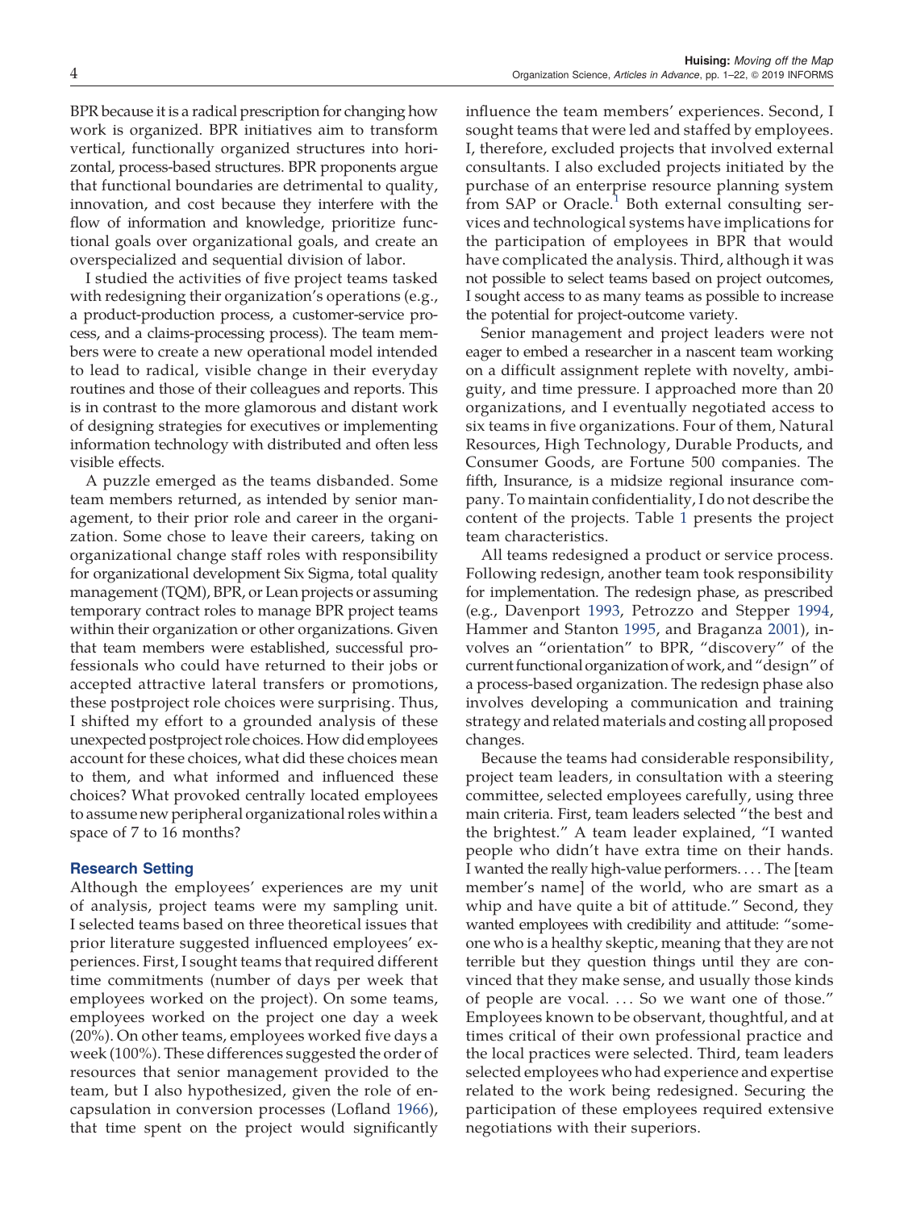BPR because it is a radical prescription for changing how work is organized. BPR initiatives aim to transform vertical, functionally organized structures into horizontal, process-based structures. BPR proponents argue that functional boundaries are detrimental to quality, innovation, and cost because they interfere with the flow of information and knowledge, prioritize functional goals over organizational goals, and create an overspecialized and sequential division of labor.

I studied the activities of five project teams tasked with redesigning their organization's operations (e.g., a product-production process, a customer-service process, and a claims-processing process). The team members were to create a new operational model intended to lead to radical, visible change in their everyday routines and those of their colleagues and reports. This is in contrast to the more glamorous and distant work of designing strategies for executives or implementing information technology with distributed and often less visible effects.

A puzzle emerged as the teams disbanded. Some team members returned, as intended by senior management, to their prior role and career in the organization. Some chose to leave their careers, taking on organizational change staff roles with responsibility for organizational development Six Sigma, total quality management (TQM), BPR, or Lean projects or assuming temporary contract roles to manage BPR project teams within their organization or other organizations. Given that team members were established, successful professionals who could have returned to their jobs or accepted attractive lateral transfers or promotions, these postproject role choices were surprising. Thus, I shifted my effort to a grounded analysis of these unexpected postproject role choices. How did employees account for these choices, what did these choices mean to them, and what informed and influenced these choices? What provoked centrally located employees to assume new peripheral organizational roles within a space of 7 to 16 months?

## Research Setting

Although the employees' experiences are my unit of analysis, project teams were my sampling unit. I selected teams based on three theoretical issues that prior literature suggested influenced employees' experiences. First, I sought teams that required different time commitments (number of days per week that employees worked on the project). On some teams, employees worked on the project one day a week (20%). On other teams, employees worked five days a week (100%). These differences suggested the order of resources that senior management provided to the team, but I also hypothesized, given the role of encapsulation in conversion processes (Lofland 1966), that time spent on the project would significantly influence the team members' experiences. Second, I sought teams that were led and staffed by employees. I, therefore, excluded projects that involved external consultants. I also excluded projects initiated by the purchase of an enterprise resource planning system from SAP or Oracle.[1] Both external consulting services and technological systems have implications for the participation of employees in BPR that would have complicated the analysis. Third, although it was not possible to select teams based on project outcomes, I sought access to as many teams as possible to increase the potential for project-outcome variety.

Senior management and project leaders were not eager to embed a researcher in a nascent team working on a difficult assignment replete with novelty, ambiguity, and time pressure. I approached more than 20 organizations, and I eventually negotiated access to six teams in five organizations. Four of them, Natural Resources, High Technology, Durable Products, and Consumer Goods, are Fortune 500 companies. The fifth, Insurance, is a midsize regional insurance company. To maintain confidentiality, I do not describe the content of the projects. Table 1 presents the project team characteristics.

All teams redesigned a product or service process. Following redesign, another team took responsibility for implementation. The redesign phase, as prescribed (e.g., Davenport 1993, Petrozzo and Stepper 1994, Hammer and Stanton 1995, and Braganza 2001), involves an "orientation" to BPR, "discovery" of the current functional organization of work, and "design" of a process-based organization. The redesign phase also involves developing a communication and training strategy and related materials and costing all proposed changes.

Because the teams had considerable responsibility, project team leaders, in consultation with a steering committee, selected employees carefully, using three main criteria. First, team leaders selected "the best and the brightest." A team leader explained, "I wanted people who didn't have extra time on their hands. I wanted the really high-value performers. . . . The [team member's name] of the world, who are smart as a whip and have quite a bit of attitude." Second, they wanted employees with credibility and attitude: "someone who is a healthy skeptic, meaning that they are not terrible but they question things until they are convinced that they make sense, and usually those kinds of people are vocal. . . . So we want one of those." Employees known to be observant, thoughtful, and at times critical of their own professional practice and the local practices were selected. Third, team leaders selected employees who had experience and expertise related to the work being redesigned. Securing the participation of these employees required extensive negotiations with their superiors.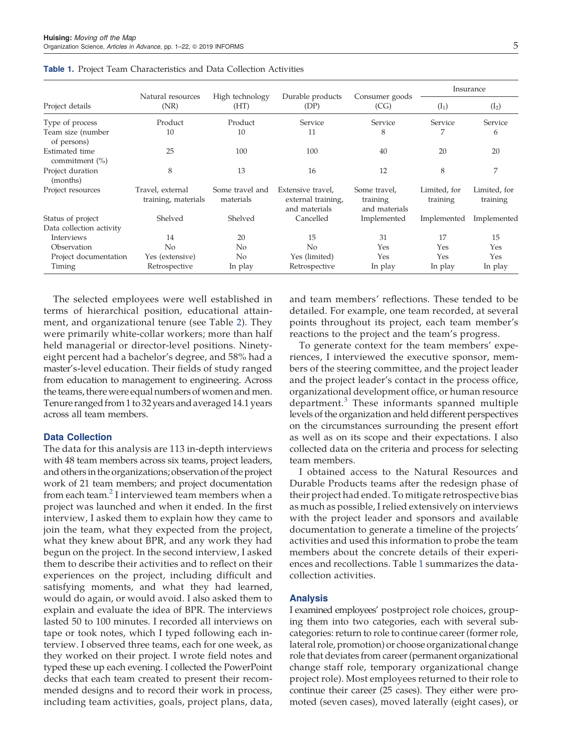**Table 1.** Project Team Characteristics and Data Collection Activities

| Project details | Natural resources (NR) | High technology (HT) | Durable products (DP) | Consumer goods (CG) | Insurance | |
|---|---|---|---|---|---|---|
| | | | | | ($I_1$) | ($I_2$) |
| Type of process | Product | Product | Service | Service | Service | Service |
| Team size (number of persons) | 10 | 10 | 11 | 8 | 7 | 6 |
| Estimated time commitment (%) | 25 | 100 | 100 | 40 | 20 | 20 |
| Project duration (months) | 8 | 13 | 16 | 12 | 8 | 7 |
| Project resources | Travel, external training, materials | Some travel and materials | Extensive travel, external training, and materials | Some travel, training and materials | Limited, for training | Limited, for training |
| Status of project | Shelved | Shelved | Cancelled | Implemented | Implemented | Implemented |
| Data collection activity | | | | | | |
| Interviews | 14 | 20 | 15 | 31 | 17 | 15 |
| Observation | No | No | No | Yes | Yes | Yes |
| Project documentation | Yes (extensive) | No | Yes (limited) | Yes | Yes | Yes |
| Timing | Retrospective | In play | Retrospective | In play | In play | In play |

The selected employees were well established in terms of hierarchical position, educational attainment, and organizational tenure (see Table 2). They were primarily white-collar workers; more than half held managerial or director-level positions. Ninety-eight percent had a bachelor's degree, and 58% had a master's-level education. Their fields of study ranged from education to management to engineering. Across the teams, there were equal numbers of women and men. Tenure ranged from 1 to 32 years and averaged 14.1 years across all team members.

### Data Collection

The data for this analysis are 113 in-depth interviews with 48 team members across six teams, project leaders, and others in the organizations; observation of the project work of 21 team members; and project documentation from each team.[2] I interviewed team members when a project was launched and when it ended. In the first interview, I asked them to explain how they came to join the team, what they expected from the project, what they knew about BPR, and any work they had begun on the project. In the second interview, I asked them to describe their activities and to reflect on their experiences on the project, including difficult and satisfying moments, and what they had learned, would do again, or would avoid. I also asked them to explain and evaluate the idea of BPR. The interviews lasted 50 to 100 minutes. I recorded all interviews on tape or took notes, which I typed following each interview. I observed three teams, each for one week, as they worked on their project. I wrote field notes and typed these up each evening. I collected the PowerPoint decks that each team created to present their recommended designs and to record their work in process, including team activities, goals, project plans, data, and team members' reflections. These tended to be detailed. For example, one team recorded, at several points throughout its project, each team member's reactions to the project and the team's progress.

To generate context for the team members' experiences, I interviewed the executive sponsor, members of the steering committee, and the project leader and the project leader's contact in the process office, organizational development office, or human resource department.[3] These informants spanned multiple levels of the organization and held different perspectives on the circumstances surrounding the present effort as well as on its scope and their expectations. I also collected data on the criteria and process for selecting team members.

I obtained access to the Natural Resources and Durable Products teams after the redesign phase of their project had ended. To mitigate retrospective bias as much as possible, I relied extensively on interviews with the project leader and sponsors and available documentation to generate a timeline of the projects' activities and used this information to probe the team members about the concrete details of their experiences and recollections. Table 1 summarizes the data-collection activities.

### Analysis

I examined employees' postproject role choices, grouping them into two categories, each with several subcategories: return to role to continue career (former role, lateral role, promotion) or choose organizational change role that deviates from career (permanent organizational change staff role, temporary organizational change project role). Most employees returned to their role to continue their career (25 cases). They either were promoted (seven cases), moved laterally (eight cases), or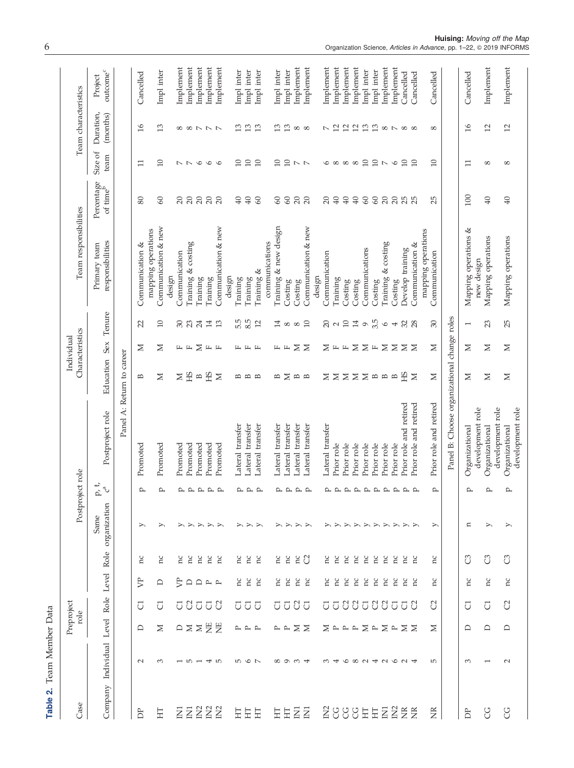**Table 2.** Team Member Data

| Case | | Preproject role | | Postproject role | | | | | Individual Characteristics | | | Team responsibilities | | Team characteristics | | |
|---|---|---|---|---|---|---|---|---|---|---|---|---|---|---|---|---|
| Company | Individual | Level | Role | Level | Role | Same organization | p, t, c[a] | Postproject role | Education | Sex | Tenure | Primary team responsibilities | Percentage of time[b] | Size of team | Duration (months) | Project outcome[c] |
| **Panel A: Return to career** | | | | | | | | | | | | | | | | |
| DP | 2 | D | C1 | VP | nc | y | p | Promoted | B | M | 22 | Communication & mapping operations | 80 | 11 | 16 | Cancelled |
| HT | 3 | M | C1 | D | nc | y | p | Promoted | M | M | 10 | Communication & new design | 60 | 10 | 13 | Impl inter |
| IN1 | 1 | D | C1 | VP | nc | y | p | Promoted | M | F | 30 | Communication | 20 | 7 | 8 | Implement |
| IN1 | 5 | M | C2 | D | nc | y | p | Promoted | HS | F | 23 | Training & costing | 20 | 7 | 8 | Implement |
| IN2 | 1 | M | C1 | D | nc | y | p | Promoted | B | M | 24 | Training | 20 | 6 | 7 | Implement |
| IN2 | 4 | NE | C1 | P | nc | y | p | Promoted | HS | F | 14 | Training | 20 | 6 | 7 | Implement |
| IN2 | 5 | NE | C2 | P | nc | y | p | Promoted | M | F | 13 | Communication & new design | 20 | 6 | 7 | Implement |
| HT | 5 | P | C1 | nc | nc | y | p | Lateral transfer | B | F | 5.5 | Training | 40 | 10 | 13 | Impl inter |
| HT | 6 | P | C1 | nc | nc | y | p | Lateral transfer | B | F | 8.5 | Training | 40 | 10 | 13 | Impl inter |
| HT | 7 | P | C1 | nc | nc | y | p | Lateral transfer | B | F | 12 | Training & communications | 60 | 10 | 13 | Impl inter |
| HT | 8 | P | C1 | nc | nc | y | p | Lateral transfer | B | F | 14 | Training & new design | 60 | 10 | 13 | Impl inter |
| HT | 9 | P | C1 | nc | nc | y | p | Lateral transfer | M | F | 8 | Costing | 60 | 10 | 13 | Impl inter |
| IN1 | 3 | M | C2 | nc | nc | y | p | Lateral transfer | B | M | 8 | Costing | 20 | 7 | 8 | Implement |
| IN1 | 4 | M | C1 | nc | C2 | y | p | Lateral transfer | B | M | 10 | Communication & new design | 20 | 7 | 8 | Implement |
| IN2 | 3 | M | C1 | nc | nc | y | p | Lateral transfer | M | M | 20 | Communication | 20 | 6 | 7 | Implement |
| CG | 4 | P | C1 | nc | nc | y | p | Prior role | M | F | 2 | Training | 40 | 8 | 12 | Implement |
| CG | 6 | P | C2 | nc | nc | y | p | Prior role | M | F | 10 | Costing | 40 | 8 | 12 | Implement |
| CG | 8 | P | C2 | nc | nc | y | p | Prior role | M | M | 14 | Costing | 40 | 8 | 12 | Implement |
| HT | 2 | M | C1 | nc | nc | y | p | Prior role | M | M | 9 | Communications | 60 | 10 | 13 | Impl inter |
| HT | 4 | P | C2 | nc | nc | y | p | Prior role | B | F | 3.5 | Costing | 60 | 10 | 13 | Impl inter |
| IN1 | 2 | M | C2 | nc | nc | y | p | Prior role | B | M | 6 | Training & costing | 20 | 7 | 8 | Implement |
| IN2 | 6 | P | C1 | nc | nc | y | p | Prior role | B | M | 4 | Costing | 20 | 6 | 7 | Implement |
| NR | 2 | M | C1 | nc | nc | y | p | Prior role and retired | HS | M | 32 | Develop training | 25 | 10 | 8 | Cancelled |
| NR | 4 | M | C2 | nc | nc | y | p | Prior role and retired | M | M | 28 | Communication & mapping operations | 25 | 10 | 8 | Cancelled |
| NR | 5 | M | C2 | nc | nc | y | p | Prior role and retired | M | M | 30 | Communication | 25 | 10 | 8 | Cancelled |
| **Panel B: Choose organizational change roles** | | | | | | | | | | | | | | | | |
| DP | 3 | D | C1 | nc | C3 | n | p | Organizational development role | M | M | 1 | Mapping operations & new design | 100 | 11 | 16 | Cancelled |
| CG | 1 | D | C1 | nc | C3 | y | p | Organizational development role | M | M | 23 | Mapping operations | 40 | 8 | 12 | Implement |
| CG | 2 | D | C2 | nc | C3 | y | p | Organizational development role | M | M | 25 | Mapping operations | 40 | 8 | 12 | Implement |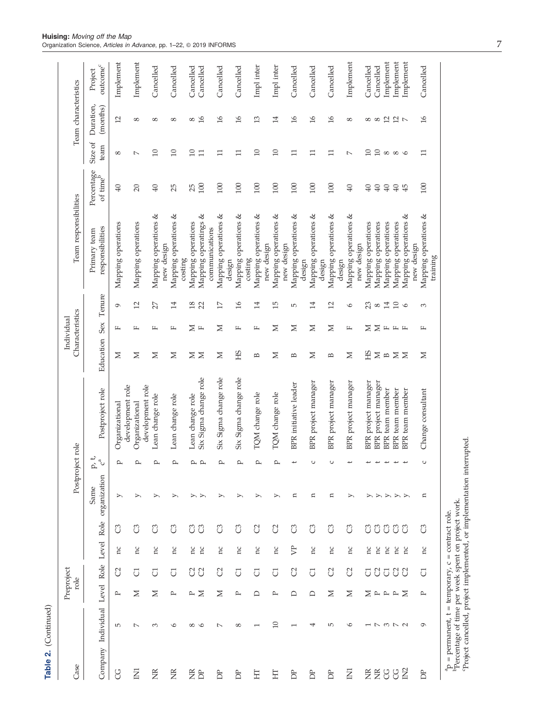**Table 2.** (Continued)

| Case | | Preproject role | | Postproject role | | | | | Individual Characteristics | | | Team responsibilities | | Team characteristics | | |
|---|---|---|---|---|---|---|---|---|---|---|---|---|---|---|---|---|
| Company | Individual | Level | Role | Level | Role | Same organization | p, t, c[a] | Postproject role | Education | Sex | Tenure | Primary team responsibilities | Percentage of time[b] | Size of team | Duration, (months) | Project outcome[c] |
| CG | 5 | P | C2 | nc | C3 | y | p | Organizational development role | M | F | 9 | Mapping operations | 40 | 8 | 12 | Implement |
| IN1 | 7 | M | C1 | nc | C3 | y | p | Organizational development role | M | F | 12 | Mapping operations | 20 | 7 | 8 | Implement |
| NR | 3 | M | C1 | nc | C3 | y | p | Lean change role | M | F | 27 | Mapping operations & new design | 40 | 10 | 8 | Cancelled |
| NR | 6 | P | C1 | nc | C3 | y | p | Lean change role | M | F | 14 | Mapping operations & costing | 25 | 10 | 8 | Cancelled |
| NR | 8 | P | C2 | nc | C3 | y | p | Lean change role | M | M | 18 | Mapping operations | 25 | 10 | 8 | Cancelled |
| DP | 6 | M | C2 | nc | C3 | y | p | Six Sigma change role | M | F | 22 | Mapping operatings & communications | 100 | 11 | 16 | Cancelled |
| DP | 7 | M | C2 | nc | C3 | y | p | Six Sigma change role | M | M | 17 | Mapping operations & design | 100 | 11 | 16 | Cancelled |
| DP | 8 | P | C1 | nc | C3 | y | p | Six Sigma change role | HS | F | 16 | Mapping operations & costing | 100 | 11 | 16 | Cancelled |
| HT | 1 | D | C1 | nc | C2 | y | p | TQM change role | B | F | 14 | Mapping operations & new design | 100 | 10 | 13 | Impl inter |
| HT | 10 | P | C1 | nc | C2 | y | p | TQM change role | M | M | 15 | Mapping operations & new design | 100 | 10 | 14 | Impl inter |
| DP | 1 | D | C2 | VP | C3 | n | t | BPR initiative leader | B | M | 5 | Mapping operations & design | 100 | 11 | 16 | Cancelled |
| DP | 4 | D | C1 | nc | C3 | n | c | BPR project manager | M | M | 14 | Mapping operations & design | 100 | 11 | 16 | Cancelled |
| DP | 5 | M | C2 | nc | C3 | n | c | BPR project manager | B | M | 12 | Mapping operations & design | 100 | 11 | 16 | Cancelled |
| IN1 | 6 | M | C2 | nc | C3 | y | t | BPR project manager | M | F | 6 | Mapping operations & new design | 40 | 7 | 8 | Implement |
| NR | 1 | M | C1 | nc | C3 | y | t | BPR project manager | HS | M | 23 | Mapping operations | 40 | 10 | 8 | Cancelled |
| NR | 7 | P | C2 | nc | C3 | y | t | BPR project manager | M | M | 8 | Mapping operations | 40 | 10 | 8 | Cancelled |
| CG | 3 | P | C1 | nc | C3 | y | t | BPR team member | B | F | 14 | Mapping operations | 40 | 8 | 12 | Implement |
| CG | 7 | P | C2 | nc | C3 | y | t | BPR team member | M | F | 10 | Mapping operations | 40 | 8 | 12 | Implement |
| IN2 | 2 | M | C2 | nc | C3 | y | t | BPR team member | M | F | 6 | Mapping operations & new design | 45 | 6 | 7 | Implement |
| DP | 9 | P | C1 | nc | C3 | n | c | Change consultant | M | F | 3 | Mapping operations & training | 100 | 11 | 16 | Cancelled |

[a]p = permanent, t = temporary, c = contract role.
[b]Percentage of time per week spent on project work.
[c]Project cancelled, project implemented, or implementation interrupted.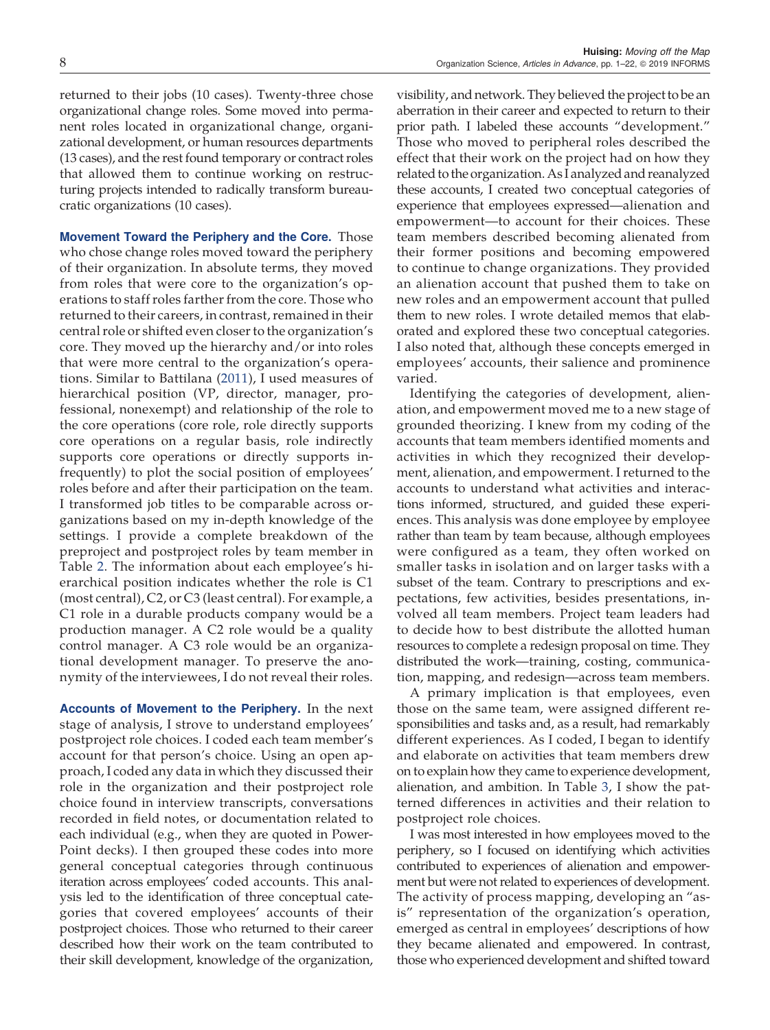returned to their jobs (10 cases). Twenty-three chose organizational change roles. Some moved into permanent roles located in organizational change, organizational development, or human resources departments (13 cases), and the rest found temporary or contract roles that allowed them to continue working on restructuring projects intended to radically transform bureaucratic organizations (10 cases).

**Movement Toward the Periphery and the Core.** Those who chose change roles moved toward the periphery of their organization. In absolute terms, they moved from roles that were core to the organization's operations to staff roles farther from the core. Those who returned to their careers, in contrast, remained in their central role or shifted even closer to the organization's core. They moved up the hierarchy and/or into roles that were more central to the organization's operations. Similar to Battilana (2011), I used measures of hierarchical position (VP, director, manager, professional, nonexempt) and relationship of the role to the core operations (core role, role directly supports core operations on a regular basis, role indirectly supports core operations or directly supports infrequently) to plot the social position of employees' roles before and after their participation on the team. I transformed job titles to be comparable across organizations based on my in-depth knowledge of the settings. I provide a complete breakdown of the preproject and postproject roles by team member in Table 2. The information about each employee's hierarchical position indicates whether the role is C1 (most central), C2, or C3 (least central). For example, a C1 role in a durable products company would be a production manager. A C2 role would be a quality control manager. A C3 role would be an organizational development manager. To preserve the anonymity of the interviewees, I do not reveal their roles.

**Accounts of Movement to the Periphery.** In the next stage of analysis, I strove to understand employees' postproject role choices. I coded each team member's account for that person's choice. Using an open approach, I coded any data in which they discussed their role in the organization and their postproject role choice found in interview transcripts, conversations recorded in field notes, or documentation related to each individual (e.g., when they are quoted in PowerPoint decks). I then grouped these codes into more general conceptual categories through continuous iteration across employees' coded accounts. This analysis led to the identification of three conceptual categories that covered employees' accounts of their postproject choices. Those who returned to their career described how their work on the team contributed to their skill development, knowledge of the organization, visibility, and network. They believed the project to be an aberration in their career and expected to return to their prior path. I labeled these accounts "development." Those who moved to peripheral roles described the effect that their work on the project had on how they related to the organization. As I analyzed and reanalyzed these accounts, I created two conceptual categories of experience that employees expressed—alienation and empowerment—to account for their choices. These team members described becoming alienated from their former positions and becoming empowered to continue to change organizations. They provided an alienation account that pushed them to take on new roles and an empowerment account that pulled them to new roles. I wrote detailed memos that elaborated and explored these two conceptual categories. I also noted that, although these concepts emerged in employees' accounts, their salience and prominence varied.

Identifying the categories of development, alienation, and empowerment moved me to a new stage of grounded theorizing. I knew from my coding of the accounts that team members identified moments and activities in which they recognized their development, alienation, and empowerment. I returned to the accounts to understand what activities and interactions informed, structured, and guided these experiences. This analysis was done employee by employee rather than team by team because, although employees were configured as a team, they often worked on smaller tasks in isolation and on larger tasks with a subset of the team. Contrary to prescriptions and expectations, few activities, besides presentations, involved all team members. Project team leaders had to decide how to best distribute the allotted human resources to complete a redesign proposal on time. They distributed the work—training, costing, communication, mapping, and redesign—across team members.

A primary implication is that employees, even those on the same team, were assigned different responsibilities and tasks and, as a result, had remarkably different experiences. As I coded, I began to identify and elaborate on activities that team members drew on to explain how they came to experience development, alienation, and ambition. In Table 3, I show the patterned differences in activities and their relation to postproject role choices.

I was most interested in how employees moved to the periphery, so I focused on identifying which activities contributed to experiences of alienation and empowerment but were not related to experiences of development. The activity of process mapping, developing an "as-is" representation of the organization's operation, emerged as central in employees' descriptions of how they became alienated and empowered. In contrast, those who experienced development and shifted toward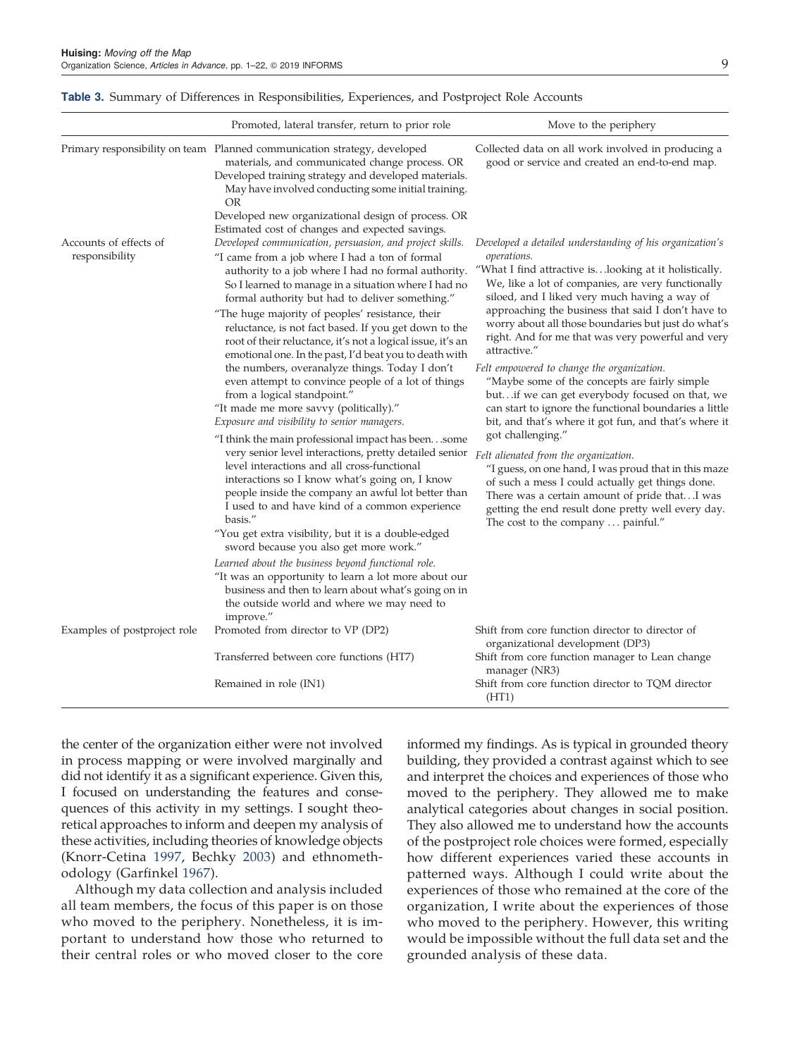**Table 3.** Summary of Differences in Responsibilities, Experiences, and Postproject Role Accounts

| | Promoted, lateral transfer, return to prior role | Move to the periphery |
|---|---|---|
| Primary responsibility on team | Planned communication strategy, developed materials, and communicated change process. OR<br>Developed training strategy and developed materials. May have involved conducting some initial training. OR<br>Developed new organizational design of process. OR<br>Estimated cost of changes and expected savings. | Collected data on all work involved in producing a good or service and created an end-to-end map. |
| Accounts of effects of responsibility | *Developed communication, persuasion, and project skills.*<br>"I came from a job where I had a ton of formal authority to a job where I had no formal authority. So I learned to manage in a situation where I had no formal authority but had to deliver something."<br>"The huge majority of peoples' resistance, their reluctance, is not fact based. If you get down to the root of their reluctance, it's not a logical issue, it's an emotional one. In the past, I'd beat you to death with the numbers, overanalyze things. Today I don't even attempt to convince people of a lot of things from a logical standpoint."<br>"It made me more savvy (politically)."<br>*Exposure and visibility to senior managers.*<br>"I think the main professional impact has been. . .some very senior level interactions, pretty detailed senior level interactions and all cross-functional interactions so I know what's going on, I know people inside the company an awful lot better than I used to and have kind of a common experience basis."<br>"You get extra visibility, but it is a double-edged sword because you also get more work."<br>*Learned about the business beyond functional role.*<br>"It was an opportunity to learn a lot more about our business and then to learn about what's going on in the outside world and where we may need to improve." | *Developed a detailed understanding of his organization's operations.*<br>"What I find attractive is. . .looking at it holistically. We, like a lot of companies, are very functionally siloed, and I liked very much having a way of approaching the business that said I don't have to worry about all those boundaries but just do what's right. And for me that was very powerful and very attractive."<br>*Felt empowered to change the organization.*<br>"Maybe some of the concepts are fairly simple but. . .if we can get everybody focused on that, we can start to ignore the functional boundaries a little bit, and that's where it got fun, and that's where it got challenging."<br>*Felt alienated from the organization.*<br>"I guess, on one hand, I was proud that in this maze of such a mess I could actually get things done. There was a certain amount of pride that. . .I was getting the end result done pretty well every day. The cost to the company . . . painful." |
| Examples of postproject role | Promoted from director to VP (DP2) | Shift from core function director to director of organizational development (DP3) |
| | Transferred between core functions (HT7) | Shift from core function manager to Lean change manager (NR3) |
| | Remained in role (IN1) | Shift from core function director to TQM director (HT1) |

the center of the organization either were not involved in process mapping or were involved marginally and did not identify it as a significant experience. Given this, I focused on understanding the features and consequences of this activity in my settings. I sought theoretical approaches to inform and deepen my analysis of these activities, including theories of knowledge objects (Knorr-Cetina 1997, Bechky 2003) and ethnomethodology (Garfinkel 1967).

Although my data collection and analysis included all team members, the focus of this paper is on those who moved to the periphery. Nonetheless, it is important to understand how those who returned to their central roles or who moved closer to the core informed my findings. As is typical in grounded theory building, they provided a contrast against which to see and interpret the choices and experiences of those who moved to the periphery. They allowed me to make analytical categories about changes in social position. They also allowed me to understand how the accounts of the postproject role choices were formed, especially how different experiences varied these accounts in patterned ways. Although I could write about the experiences of those who remained at the core of the organization, I write about the experiences of those who moved to the periphery. However, this writing would be impossible without the full data set and the grounded analysis of these data.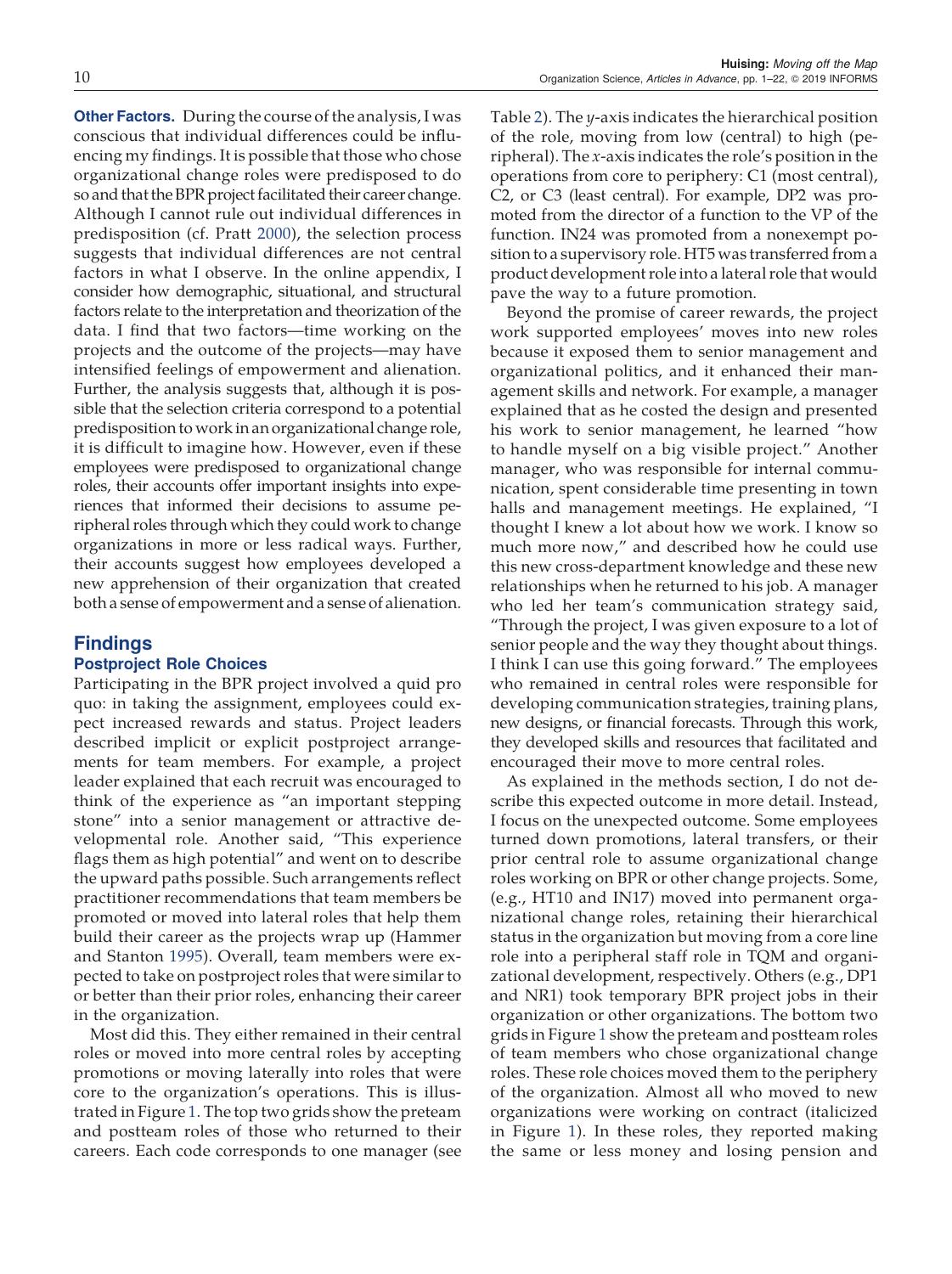**Other Factors.** During the course of the analysis, I was conscious that individual differences could be influencing my findings. It is possible that those who chose organizational change roles were predisposed to do so and that the BPR project facilitated their career change. Although I cannot rule out individual differences in predisposition (cf. Pratt 2000), the selection process suggests that individual differences are not central factors in what I observe. In the online appendix, I consider how demographic, situational, and structural factors relate to the interpretation and theorization of the data. I find that two factors—time working on the projects and the outcome of the projects—may have intensified feelings of empowerment and alienation. Further, the analysis suggests that, although it is possible that the selection criteria correspond to a potential predisposition to work in an organizational change role, it is difficult to imagine how. However, even if these employees were predisposed to organizational change roles, their accounts offer important insights into experiences that informed their decisions to assume peripheral roles through which they could work to change organizations in more or less radical ways. Further, their accounts suggest how employees developed a new apprehension of their organization that created both a sense of empowerment and a sense of alienation.

## Findings

### Postproject Role Choices

Participating in the BPR project involved a quid pro quo: in taking the assignment, employees could expect increased rewards and status. Project leaders described implicit or explicit postproject arrangements for team members. For example, a project leader explained that each recruit was encouraged to think of the experience as "an important stepping stone" into a senior management or attractive developmental role. Another said, "This experience flags them as high potential" and went on to describe the upward paths possible. Such arrangements reflect practitioner recommendations that team members be promoted or moved into lateral roles that help them build their career as the projects wrap up (Hammer and Stanton 1995). Overall, team members were expected to take on postproject roles that were similar to or better than their prior roles, enhancing their career in the organization.

Most did this. They either remained in their central roles or moved into more central roles by accepting promotions or moving laterally into roles that were core to the organization's operations. This is illustrated in Figure 1. The top two grids show the preteam and postteam roles of those who returned to their careers. Each code corresponds to one manager (see Table 2). The *y*-axis indicates the hierarchical position of the role, moving from low (central) to high (peripheral). The *x*-axis indicates the role's position in the operations from core to periphery: C1 (most central), C2, or C3 (least central). For example, DP2 was promoted from the director of a function to the VP of the function. IN24 was promoted from a nonexempt position to a supervisory role. HT5 was transferred from a product development role into a lateral role that would pave the way to a future promotion.

Beyond the promise of career rewards, the project work supported employees' moves into new roles because it exposed them to senior management and organizational politics, and it enhanced their management skills and network. For example, a manager explained that as he costed the design and presented his work to senior management, he learned "how to handle myself on a big visible project." Another manager, who was responsible for internal communication, spent considerable time presenting in town halls and management meetings. He explained, "I thought I knew a lot about how we work. I know so much more now," and described how he could use this new cross-department knowledge and these new relationships when he returned to his job. A manager who led her team's communication strategy said, "Through the project, I was given exposure to a lot of senior people and the way they thought about things. I think I can use this going forward." The employees who remained in central roles were responsible for developing communication strategies, training plans, new designs, or financial forecasts. Through this work, they developed skills and resources that facilitated and encouraged their move to more central roles.

As explained in the methods section, I do not describe this expected outcome in more detail. Instead, I focus on the unexpected outcome. Some employees turned down promotions, lateral transfers, or their prior central role to assume organizational change roles working on BPR or other change projects. Some, (e.g., HT10 and IN17) moved into permanent organizational change roles, retaining their hierarchical status in the organization but moving from a core line role into a peripheral staff role in TQM and organizational development, respectively. Others (e.g., DP1 and NR1) took temporary BPR project jobs in their organization or other organizations. The bottom two grids in Figure 1 show the preteam and postteam roles of team members who chose organizational change roles. These role choices moved them to the periphery of the organization. Almost all who moved to new organizations were working on contract (italicized in Figure 1). In these roles, they reported making the same or less money and losing pension and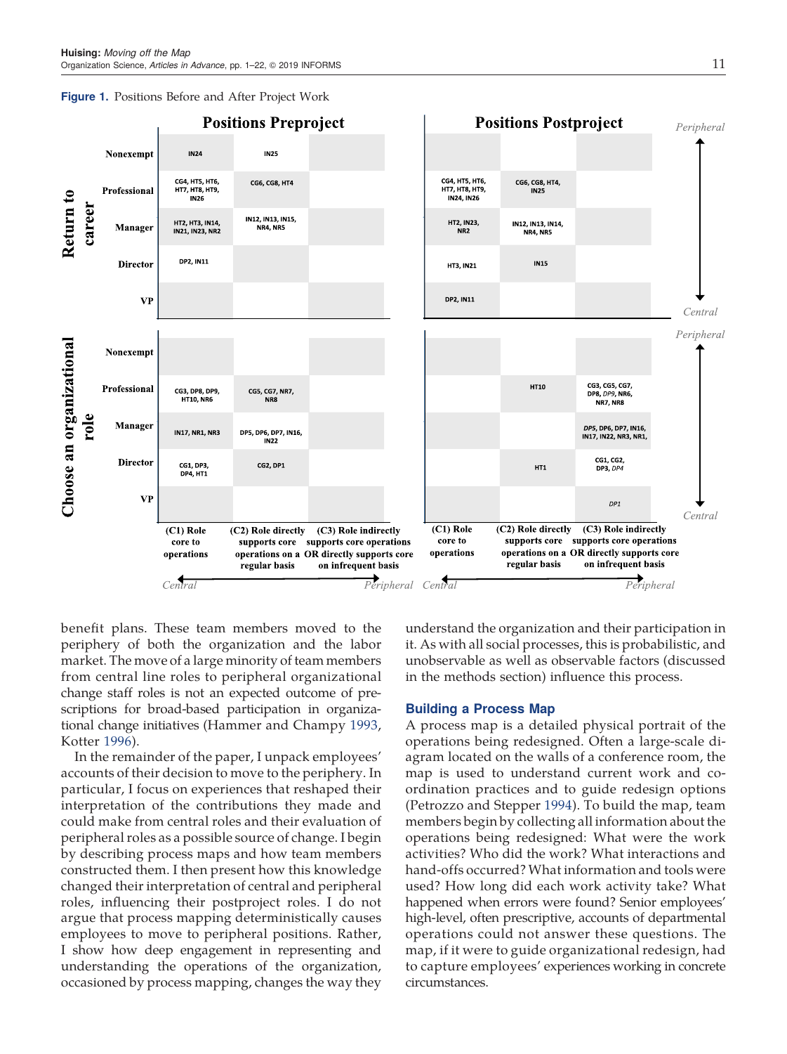**Figure 1.** Positions Before and After Project Work

**Positions Preproject**

| | | (C1) Role core to operations | (C2) Role directly supports core operations on a regular basis | (C3) Role indirectly supports core operations OR directly supports core on infrequent basis |
|---|---|---|---|---|
| Return to career | Nonexempt | IN24 | IN25 | |
| | Professional | CG4, HT5, HT6, HT7, HT8, HT9, IN26 | CG6, CG8, HT4 | |
| | Manager | HT2, HT3, IN14, IN21, IN23, NR2 | IN12, IN13, IN15, NR4, NR5 | |
| | Director | DP2, IN11 | | |
| | VP | | | |
| Choose an organizational role | Nonexempt | | | |
| | Professional | CG3, DP8, DP9, HT10, NR6 | CG5, CG7, NR7, NR8 | |
| | Manager | IN17, NR1, NR3 | DP5, DP6, DP7, IN16, IN22 | |
| | Director | CG1, DP3, DP4, HT1 | CG2, DP1 | |
| | VP | | | |

**Positions Postproject**

| | | (C1) Role core to operations | (C2) Role directly supports core operations on a regular basis | (C3) Role indirectly supports core operations OR directly supports core on infrequent basis |
|---|---|---|---|---|
| Return to career | Nonexempt | | | |
| | Professional | CG4, HT5, HT6, HT7, HT8, HT9, IN24, IN26 | CG6, CG8, HT4, IN25 | |
| | Manager | HT2, IN23, NR2 | IN12, IN13, IN14, NR4, NR5 | |
| | Director | HT3, IN21 | IN15 | |
| | VP | DP2, IN11 | | |
| Choose an organizational role | Nonexempt | | | |
| | Professional | | HT10 | CG3, CG5, CG7, DP8, *DP9*, NR6, NR7, NR8 |
| | Manager | | | *DP5*, DP6, DP7, IN16, IN17, IN22, NR3, NR1, |
| | Director | | HT1 | CG1, CG2, DP3, *DP4* |
| | VP | | | *DP1* |

Vertical axis: Peripheral (Nonexempt) ↔ Central (VP). Horizontal axis: Central (C1) ↔ Peripheral (C3).

benefit plans. These team members moved to the periphery of both the organization and the labor market. The move of a large minority of team members from central line roles to peripheral organizational change staff roles is not an expected outcome of prescriptions for broad-based participation in organizational change initiatives (Hammer and Champy 1993, Kotter 1996).

In the remainder of the paper, I unpack employees' accounts of their decision to move to the periphery. In particular, I focus on experiences that reshaped their interpretation of the contributions they made and could make from central roles and their evaluation of peripheral roles as a possible source of change. I begin by describing process maps and how team members constructed them. I then present how this knowledge changed their interpretation of central and peripheral roles, influencing their postproject roles. I do not argue that process mapping deterministically causes employees to move to peripheral positions. Rather, I show how deep engagement in representing and understanding the operations of the organization, occasioned by process mapping, changes the way they understand the organization and their participation in it. As with all social processes, this is probabilistic, and unobservable as well as observable factors (discussed in the methods section) influence this process.

### Building a Process Map

A process map is a detailed physical portrait of the operations being redesigned. Often a large-scale diagram located on the walls of a conference room, the map is used to understand current work and coordination practices and to guide redesign options (Petrozzo and Stepper 1994). To build the map, team members begin by collecting all information about the operations being redesigned: What were the work activities? Who did the work? What interactions and hand-offs occurred? What information and tools were used? How long did each work activity take? What happened when errors were found? Senior employees' high-level, often prescriptive, accounts of departmental operations could not answer these questions. The map, if it were to guide organizational redesign, had to capture employees' experiences working in concrete circumstances.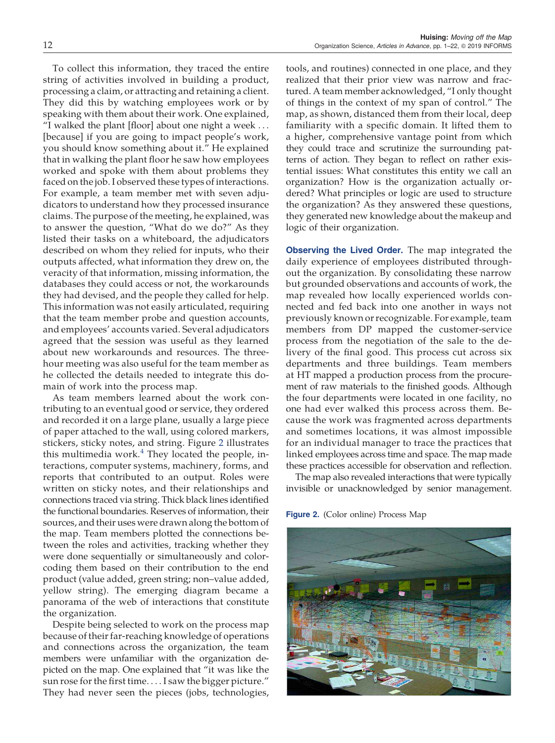To collect this information, they traced the entire string of activities involved in building a product, processing a claim, or attracting and retaining a client. They did this by watching employees work or by speaking with them about their work. One explained, "I walked the plant [floor] about one night a week . . . [because] if you are going to impact people's work, you should know something about it." He explained that in walking the plant floor he saw how employees worked and spoke with them about problems they faced on the job. I observed these types of interactions. For example, a team member met with seven adjudicators to understand how they processed insurance claims. The purpose of the meeting, he explained, was to answer the question, "What do we do?" As they listed their tasks on a whiteboard, the adjudicators described on whom they relied for inputs, who their outputs affected, what information they drew on, the veracity of that information, missing information, the databases they could access or not, the workarounds they had devised, and the people they called for help. This information was not easily articulated, requiring that the team member probe and question accounts, and employees' accounts varied. Several adjudicators agreed that the session was useful as they learned about new workarounds and resources. The three-hour meeting was also useful for the team member as he collected the details needed to integrate this domain of work into the process map.

As team members learned about the work contributing to an eventual good or service, they ordered and recorded it on a large plane, usually a large piece of paper attached to the wall, using colored markers, stickers, sticky notes, and string. Figure 2 illustrates this multimedia work.[4] They located the people, interactions, computer systems, machinery, forms, and reports that contributed to an output. Roles were written on sticky notes, and their relationships and connections traced via string. Thick black lines identified the functional boundaries. Reserves of information, their sources, and their uses were drawn along the bottom of the map. Team members plotted the connections between the roles and activities, tracking whether they were done sequentially or simultaneously and color-coding them based on their contribution to the end product (value added, green string; non–value added, yellow string). The emerging diagram became a panorama of the web of interactions that constitute the organization.

Despite being selected to work on the process map because of their far-reaching knowledge of operations and connections across the organization, the team members were unfamiliar with the organization depicted on the map. One explained that "it was like the sun rose for the first time. . . . I saw the bigger picture." They had never seen the pieces (jobs, technologies, tools, and routines) connected in one place, and they realized that their prior view was narrow and fractured. A team member acknowledged, "I only thought of things in the context of my span of control." The map, as shown, distanced them from their local, deep familiarity with a specific domain. It lifted them to a higher, comprehensive vantage point from which they could trace and scrutinize the surrounding patterns of action. They began to reflect on rather existential issues: What constitutes this entity we call an organization? How is the organization actually ordered? What principles or logic are used to structure the organization? As they answered these questions, they generated new knowledge about the makeup and logic of their organization.

**Observing the Lived Order.** The map integrated the daily experience of employees distributed throughout the organization. By consolidating these narrow but grounded observations and accounts of work, the map revealed how locally experienced worlds connected and fed back into one another in ways not previously known or recognizable. For example, team members from DP mapped the customer-service process from the negotiation of the sale to the delivery of the final good. This process cut across six departments and three buildings. Team members at HT mapped a production process from the procurement of raw materials to the finished goods. Although the four departments were located in one facility, no one had ever walked this process across them. Because the work was fragmented across departments and sometimes locations, it was almost impossible for an individual manager to trace the practices that linked employees across time and space. The map made these practices accessible for observation and reflection.

The map also revealed interactions that were typically invisible or unacknowledged by senior management.

**Figure 2.** (Color online) Process Map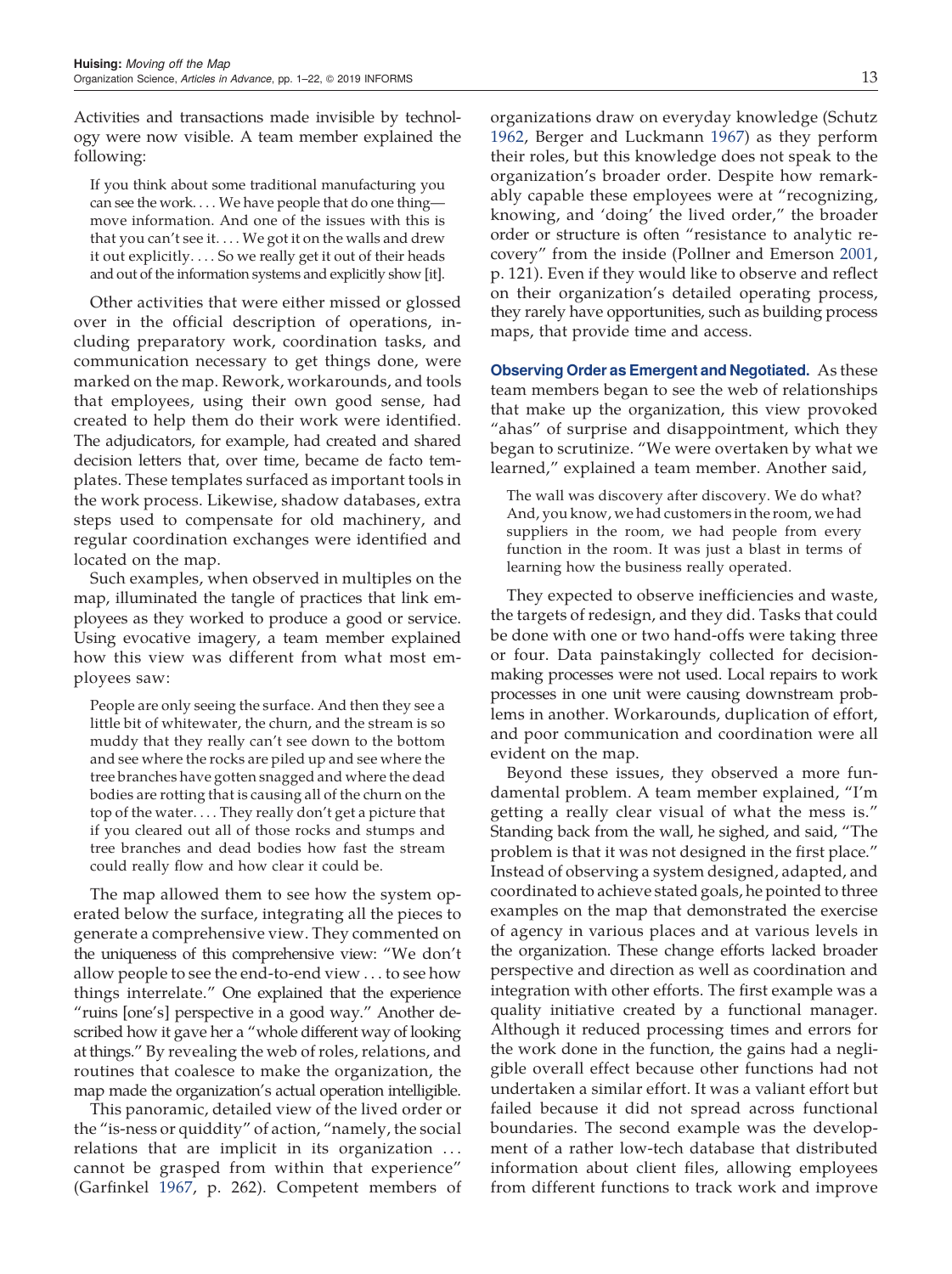Activities and transactions made invisible by technology were now visible. A team member explained the following:

> If you think about some traditional manufacturing you can see the work. . . . We have people that do one thing—move information. And one of the issues with this is that you can't see it. . . . We got it on the walls and drew it out explicitly. . . . So we really get it out of their heads and out of the information systems and explicitly show [it].

Other activities that were either missed or glossed over in the official description of operations, including preparatory work, coordination tasks, and communication necessary to get things done, were marked on the map. Rework, workarounds, and tools that employees, using their own good sense, had created to help them do their work were identified. The adjudicators, for example, had created and shared decision letters that, over time, became de facto templates. These templates surfaced as important tools in the work process. Likewise, shadow databases, extra steps used to compensate for old machinery, and regular coordination exchanges were identified and located on the map.

Such examples, when observed in multiples on the map, illuminated the tangle of practices that link employees as they worked to produce a good or service. Using evocative imagery, a team member explained how this view was different from what most employees saw:

> People are only seeing the surface. And then they see a little bit of whitewater, the churn, and the stream is so muddy that they really can't see down to the bottom and see where the rocks are piled up and see where the tree branches have gotten snagged and where the dead bodies are rotting that is causing all of the churn on the top of the water. . . . They really don't get a picture that if you cleared out all of those rocks and stumps and tree branches and dead bodies how fast the stream could really flow and how clear it could be.

The map allowed them to see how the system operated below the surface, integrating all the pieces to generate a comprehensive view. They commented on the uniqueness of this comprehensive view: "We don't allow people to see the end-to-end view . . . to see how things interrelate." One explained that the experience "ruins [one's] perspective in a good way." Another described how it gave her a "whole different way of looking at things." By revealing the web of roles, relations, and routines that coalesce to make the organization, the map made the organization's actual operation intelligible.

This panoramic, detailed view of the lived order or the "is-ness or quiddity" of action, "namely, the social relations that are implicit in its organization . . . cannot be grasped from within that experience" (Garfinkel 1967, p. 262). Competent members of organizations draw on everyday knowledge (Schutz 1962, Berger and Luckmann 1967) as they perform their roles, but this knowledge does not speak to the organization's broader order. Despite how remarkably capable these employees were at "recognizing, knowing, and 'doing' the lived order," the broader order or structure is often "resistance to analytic recovery" from the inside (Pollner and Emerson 2001, p. 121). Even if they would like to observe and reflect on their organization's detailed operating process, they rarely have opportunities, such as building process maps, that provide time and access.

**Observing Order as Emergent and Negotiated.** As these team members began to see the web of relationships that make up the organization, this view provoked "ahas" of surprise and disappointment, which they began to scrutinize. "We were overtaken by what we learned," explained a team member. Another said,

> The wall was discovery after discovery. We do what? And, you know, we had customers in the room, we had suppliers in the room, we had people from every function in the room. It was just a blast in terms of learning how the business really operated.

They expected to observe inefficiencies and waste, the targets of redesign, and they did. Tasks that could be done with one or two hand-offs were taking three or four. Data painstakingly collected for decision-making processes were not used. Local repairs to work processes in one unit were causing downstream problems in another. Workarounds, duplication of effort, and poor communication and coordination were all evident on the map.

Beyond these issues, they observed a more fundamental problem. A team member explained, "I'm getting a really clear visual of what the mess is." Standing back from the wall, he sighed, and said, "The problem is that it was not designed in the first place." Instead of observing a system designed, adapted, and coordinated to achieve stated goals, he pointed to three examples on the map that demonstrated the exercise of agency in various places and at various levels in the organization. These change efforts lacked broader perspective and direction as well as coordination and integration with other efforts. The first example was a quality initiative created by a functional manager. Although it reduced processing times and errors for the work done in the function, the gains had a negligible overall effect because other functions had not undertaken a similar effort. It was a valiant effort but failed because it did not spread across functional boundaries. The second example was the development of a rather low-tech database that distributed information about client files, allowing employees from different functions to track work and improve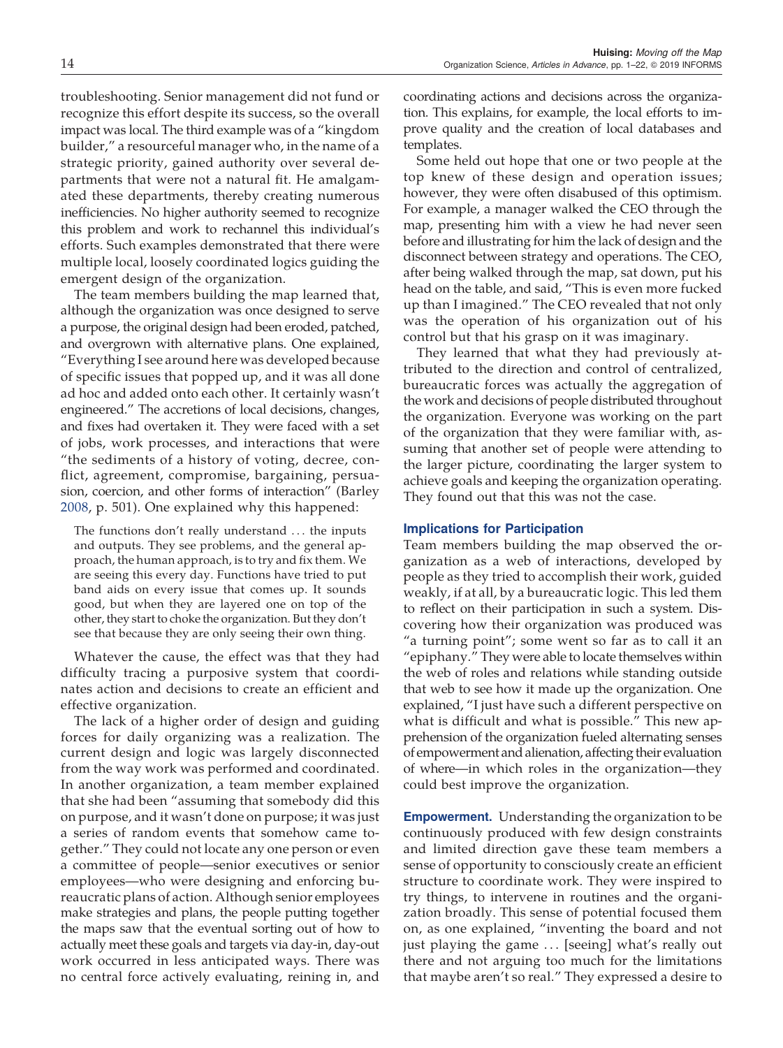troubleshooting. Senior management did not fund or recognize this effort despite its success, so the overall impact was local. The third example was of a "kingdom builder," a resourceful manager who, in the name of a strategic priority, gained authority over several departments that were not a natural fit. He amalgamated these departments, thereby creating numerous inefficiencies. No higher authority seemed to recognize this problem and work to rechannel this individual's efforts. Such examples demonstrated that there were multiple local, loosely coordinated logics guiding the emergent design of the organization.

The team members building the map learned that, although the organization was once designed to serve a purpose, the original design had been eroded, patched, and overgrown with alternative plans. One explained, "Everything I see around here was developed because of specific issues that popped up, and it was all done ad hoc and added onto each other. It certainly wasn't engineered." The accretions of local decisions, changes, and fixes had overtaken it. They were faced with a set of jobs, work processes, and interactions that were "the sediments of a history of voting, decree, conflict, agreement, compromise, bargaining, persuasion, coercion, and other forms of interaction" (Barley 2008, p. 501). One explained why this happened:

> The functions don't really understand ... the inputs and outputs. They see problems, and the general approach, the human approach, is to try and fix them. We are seeing this every day. Functions have tried to put band aids on every issue that comes up. It sounds good, but when they are layered one on top of the other, they start to choke the organization. But they don't see that because they are only seeing their own thing.

Whatever the cause, the effect was that they had difficulty tracing a purposive system that coordinates action and decisions to create an efficient and effective organization.

The lack of a higher order of design and guiding forces for daily organizing was a realization. The current design and logic was largely disconnected from the way work was performed and coordinated. In another organization, a team member explained that she had been "assuming that somebody did this on purpose, and it wasn't done on purpose; it was just a series of random events that somehow came together." They could not locate any one person or even a committee of people—senior executives or senior employees—who were designing and enforcing bureaucratic plans of action. Although senior employees make strategies and plans, the people putting together the maps saw that the eventual sorting out of how to actually meet these goals and targets via day-in, day-out work occurred in less anticipated ways. There was no central force actively evaluating, reining in, and coordinating actions and decisions across the organization. This explains, for example, the local efforts to improve quality and the creation of local databases and templates.

Some held out hope that one or two people at the top knew of these design and operation issues; however, they were often disabused of this optimism. For example, a manager walked the CEO through the map, presenting him with a view he had never seen before and illustrating for him the lack of design and the disconnect between strategy and operations. The CEO, after being walked through the map, sat down, put his head on the table, and said, "This is even more fucked up than I imagined." The CEO revealed that not only was the operation of his organization out of his control but that his grasp on it was imaginary.

They learned that what they had previously attributed to the direction and control of centralized, bureaucratic forces was actually the aggregation of the work and decisions of people distributed throughout the organization. Everyone was working on the part of the organization that they were familiar with, assuming that another set of people were attending to the larger picture, coordinating the larger system to achieve goals and keeping the organization operating. They found out that this was not the case.

### Implications for Participation

Team members building the map observed the organization as a web of interactions, developed by people as they tried to accomplish their work, guided weakly, if at all, by a bureaucratic logic. This led them to reflect on their participation in such a system. Discovering how their organization was produced was "a turning point"; some went so far as to call it an "epiphany." They were able to locate themselves within the web of roles and relations while standing outside that web to see how it made up the organization. One explained, "I just have such a different perspective on what is difficult and what is possible." This new apprehension of the organization fueled alternating senses of empowerment and alienation, affecting their evaluation of where—in which roles in the organization—they could best improve the organization.

**Empowerment.** Understanding the organization to be continuously produced with few design constraints and limited direction gave these team members a sense of opportunity to consciously create an efficient structure to coordinate work. They were inspired to try things, to intervene in routines and the organization broadly. This sense of potential focused them on, as one explained, "inventing the board and not just playing the game ... [seeing] what's really out there and not arguing too much for the limitations that maybe aren't so real." They expressed a desire to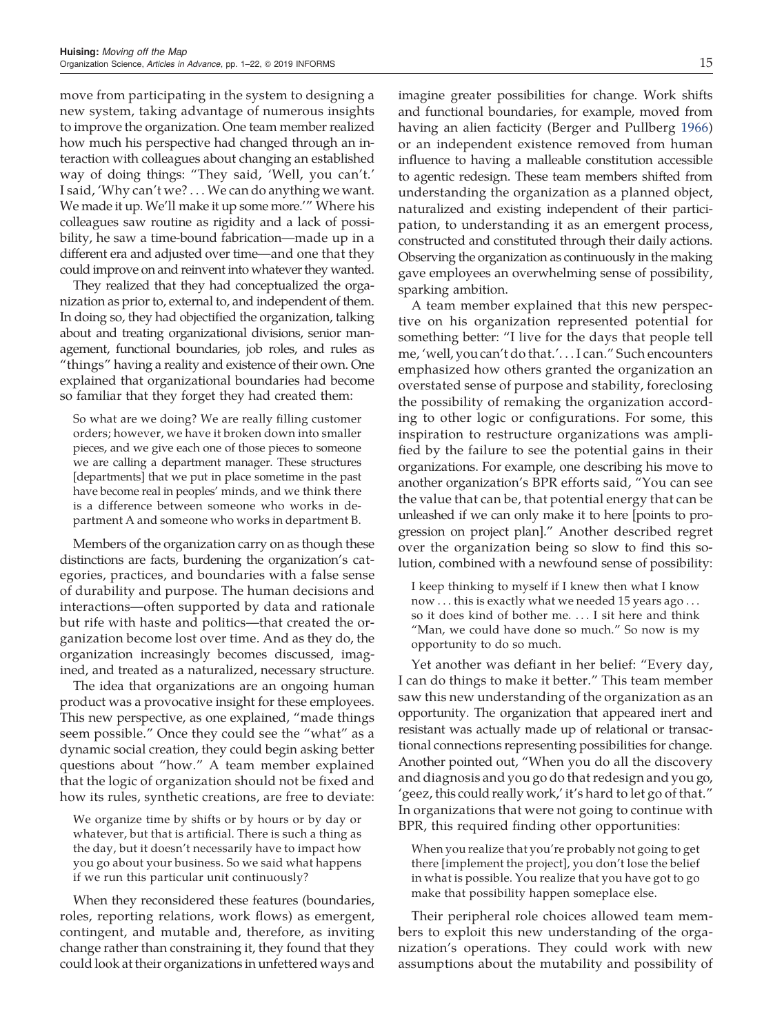move from participating in the system to designing a new system, taking advantage of numerous insights to improve the organization. One team member realized how much his perspective had changed through an interaction with colleagues about changing an established way of doing things: "They said, 'Well, you can't.' I said, 'Why can't we? . . . We can do anything we want. We made it up. We'll make it up some more.'" Where his colleagues saw routine as rigidity and a lack of possibility, he saw a time-bound fabrication—made up in a different era and adjusted over time—and one that they could improve on and reinvent into whatever they wanted.

They realized that they had conceptualized the organization as prior to, external to, and independent of them. In doing so, they had objectified the organization, talking about and treating organizational divisions, senior management, functional boundaries, job roles, and rules as "things" having a reality and existence of their own. One explained that organizational boundaries had become so familiar that they forget they had created them:

> So what are we doing? We are really filling customer orders; however, we have it broken down into smaller pieces, and we give each one of those pieces to someone we are calling a department manager. These structures [departments] that we put in place sometime in the past have become real in peoples' minds, and we think there is a difference between someone who works in department A and someone who works in department B.

Members of the organization carry on as though these distinctions are facts, burdening the organization's categories, practices, and boundaries with a false sense of durability and purpose. The human decisions and interactions—often supported by data and rationale but rife with haste and politics—that created the organization become lost over time. And as they do, the organization increasingly becomes discussed, imagined, and treated as a naturalized, necessary structure.

The idea that organizations are an ongoing human product was a provocative insight for these employees. This new perspective, as one explained, "made things seem possible." Once they could see the "what" as a dynamic social creation, they could begin asking better questions about "how." A team member explained that the logic of organization should not be fixed and how its rules, synthetic creations, are free to deviate:

> We organize time by shifts or by hours or by day or whatever, but that is artificial. There is such a thing as the day, but it doesn't necessarily have to impact how you go about your business. So we said what happens if we run this particular unit continuously?

When they reconsidered these features (boundaries, roles, reporting relations, work flows) as emergent, contingent, and mutable and, therefore, as inviting change rather than constraining it, they found that they could look at their organizations in unfettered ways and imagine greater possibilities for change. Work shifts and functional boundaries, for example, moved from having an alien facticity (Berger and Pullberg 1966) or an independent existence removed from human influence to having a malleable constitution accessible to agentic redesign. These team members shifted from understanding the organization as a planned object, naturalized and existing independent of their participation, to understanding it as an emergent process, constructed and constituted through their daily actions. Observing the organization as continuously in the making gave employees an overwhelming sense of possibility, sparking ambition.

A team member explained that this new perspective on his organization represented potential for something better: "I live for the days that people tell me, 'well, you can't do that.'. . . I can." Such encounters emphasized how others granted the organization an overstated sense of purpose and stability, foreclosing the possibility of remaking the organization according to other logic or configurations. For some, this inspiration to restructure organizations was amplified by the failure to see the potential gains in their organizations. For example, one describing his move to another organization's BPR efforts said, "You can see the value that can be, that potential energy that can be unleashed if we can only make it to here [points to progression on project plan]." Another described regret over the organization being so slow to find this solution, combined with a newfound sense of possibility:

> I keep thinking to myself if I knew then what I know now . . . this is exactly what we needed 15 years ago . . . so it does kind of bother me. . . . I sit here and think "Man, we could have done so much." So now is my opportunity to do so much.

Yet another was defiant in her belief: "Every day, I can do things to make it better." This team member saw this new understanding of the organization as an opportunity. The organization that appeared inert and resistant was actually made up of relational or transactional connections representing possibilities for change. Another pointed out, "When you do all the discovery and diagnosis and you go do that redesign and you go, 'geez, this could really work,' it's hard to let go of that." In organizations that were not going to continue with BPR, this required finding other opportunities:

> When you realize that you're probably not going to get there [implement the project], you don't lose the belief in what is possible. You realize that you have got to go make that possibility happen someplace else.

Their peripheral role choices allowed team members to exploit this new understanding of the organization's operations. They could work with new assumptions about the mutability and possibility of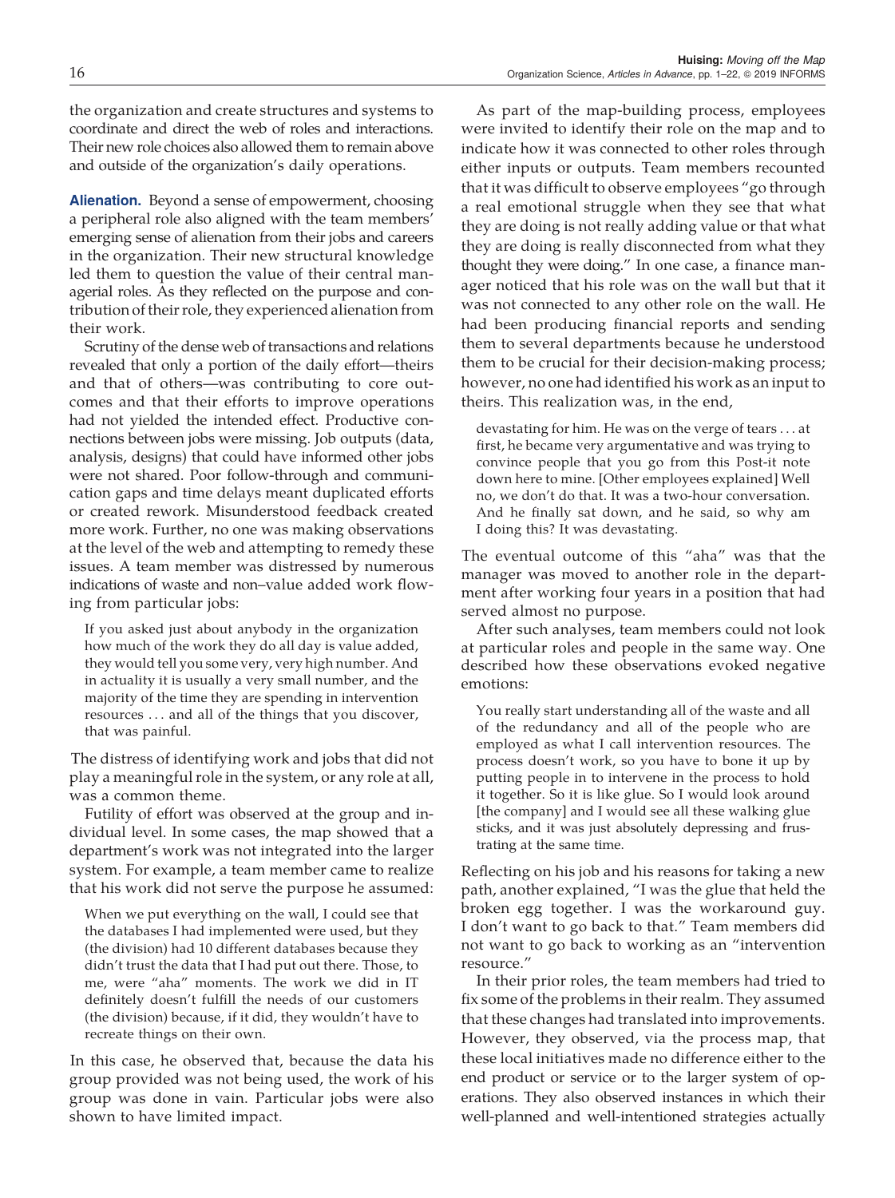the organization and create structures and systems to coordinate and direct the web of roles and interactions. Their new role choices also allowed them to remain above and outside of the organization's daily operations.

**Alienation.** Beyond a sense of empowerment, choosing a peripheral role also aligned with the team members' emerging sense of alienation from their jobs and careers in the organization. Their new structural knowledge led them to question the value of their central managerial roles. As they reflected on the purpose and contribution of their role, they experienced alienation from their work.

Scrutiny of the dense web of transactions and relations revealed that only a portion of the daily effort—theirs and that of others—was contributing to core outcomes and that their efforts to improve operations had not yielded the intended effect. Productive connections between jobs were missing. Job outputs (data, analysis, designs) that could have informed other jobs were not shared. Poor follow-through and communication gaps and time delays meant duplicated efforts or created rework. Misunderstood feedback created more work. Further, no one was making observations at the level of the web and attempting to remedy these issues. A team member was distressed by numerous indications of waste and non–value added work flowing from particular jobs:

> If you asked just about anybody in the organization how much of the work they do all day is value added, they would tell you some very, very high number. And in actuality it is usually a very small number, and the majority of the time they are spending in intervention resources . . . and all of the things that you discover, that was painful.

The distress of identifying work and jobs that did not play a meaningful role in the system, or any role at all, was a common theme.

Futility of effort was observed at the group and individual level. In some cases, the map showed that a department's work was not integrated into the larger system. For example, a team member came to realize that his work did not serve the purpose he assumed:

> When we put everything on the wall, I could see that the databases I had implemented were used, but they (the division) had 10 different databases because they didn't trust the data that I had put out there. Those, to me, were "aha" moments. The work we did in IT definitely doesn't fulfill the needs of our customers (the division) because, if it did, they wouldn't have to recreate things on their own.

In this case, he observed that, because the data his group provided was not being used, the work of his group was done in vain. Particular jobs were also shown to have limited impact.

As part of the map-building process, employees were invited to identify their role on the map and to indicate how it was connected to other roles through either inputs or outputs. Team members recounted that it was difficult to observe employees "go through a real emotional struggle when they see that what they are doing is not really adding value or that what they are doing is really disconnected from what they thought they were doing." In one case, a finance manager noticed that his role was on the wall but that it was not connected to any other role on the wall. He had been producing financial reports and sending them to several departments because he understood them to be crucial for their decision-making process; however, no one had identified his work as an input to theirs. This realization was, in the end,

> devastating for him. He was on the verge of tears . . . at first, he became very argumentative and was trying to convince people that you go from this Post-it note down here to mine. [Other employees explained] Well no, we don't do that. It was a two-hour conversation. And he finally sat down, and he said, so why am I doing this? It was devastating.

The eventual outcome of this "aha" was that the manager was moved to another role in the department after working four years in a position that had served almost no purpose.

After such analyses, team members could not look at particular roles and people in the same way. One described how these observations evoked negative emotions:

> You really start understanding all of the waste and all of the redundancy and all of the people who are employed as what I call intervention resources. The process doesn't work, so you have to bone it up by putting people in to intervene in the process to hold it together. So it is like glue. So I would look around [the company] and I would see all these walking glue sticks, and it was just absolutely depressing and frustrating at the same time.

Reflecting on his job and his reasons for taking a new path, another explained, "I was the glue that held the broken egg together. I was the workaround guy. I don't want to go back to that." Team members did not want to go back to working as an "intervention resource."

In their prior roles, the team members had tried to fix some of the problems in their realm. They assumed that these changes had translated into improvements. However, they observed, via the process map, that these local initiatives made no difference either to the end product or service or to the larger system of operations. They also observed instances in which their well-planned and well-intentioned strategies actually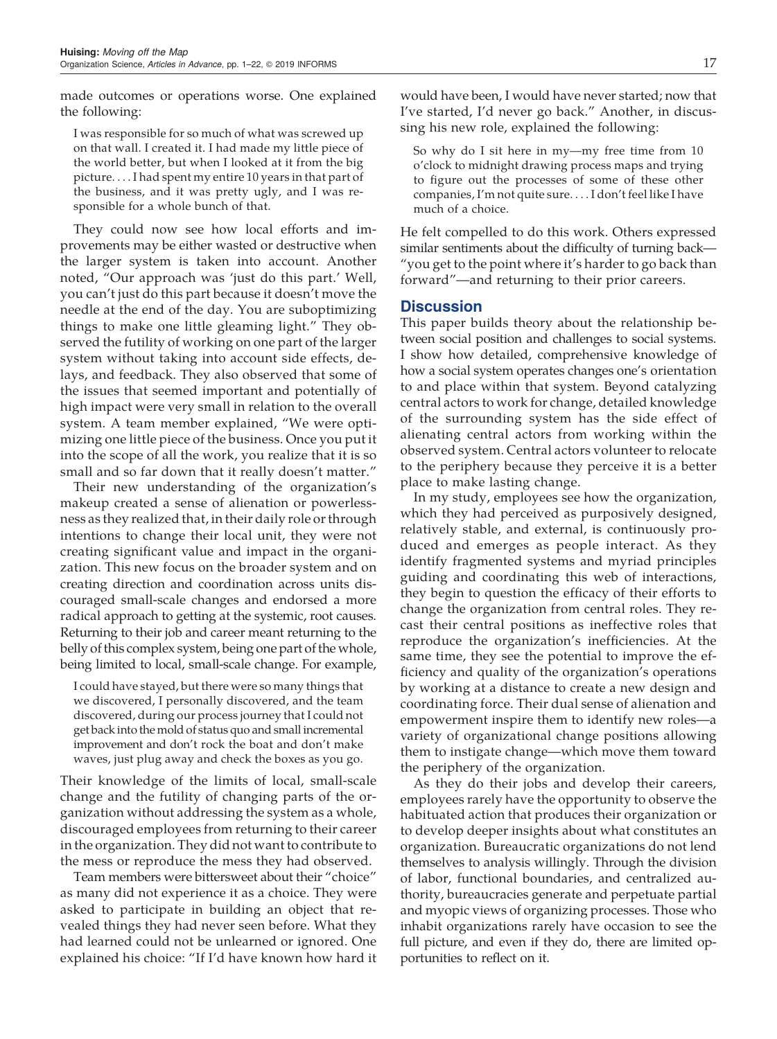made outcomes or operations worse. One explained the following:

> I was responsible for so much of what was screwed up on that wall. I created it. I had made my little piece of the world better, but when I looked at it from the big picture. . . . I had spent my entire 10 years in that part of the business, and it was pretty ugly, and I was responsible for a whole bunch of that.

They could now see how local efforts and improvements may be either wasted or destructive when the larger system is taken into account. Another noted, "Our approach was 'just do this part.' Well, you can't just do this part because it doesn't move the needle at the end of the day. You are suboptimizing things to make one little gleaming light." They observed the futility of working on one part of the larger system without taking into account side effects, delays, and feedback. They also observed that some of the issues that seemed important and potentially of high impact were very small in relation to the overall system. A team member explained, "We were optimizing one little piece of the business. Once you put it into the scope of all the work, you realize that it is so small and so far down that it really doesn't matter."

Their new understanding of the organization's makeup created a sense of alienation or powerlessness as they realized that, in their daily role or through intentions to change their local unit, they were not creating significant value and impact in the organization. This new focus on the broader system and on creating direction and coordination across units discouraged small-scale changes and endorsed a more radical approach to getting at the systemic, root causes. Returning to their job and career meant returning to the belly of this complex system, being one part of the whole, being limited to local, small-scale change. For example,

> I could have stayed, but there were so many things that we discovered, I personally discovered, and the team discovered, during our process journey that I could not get back into the mold of status quo and small incremental improvement and don't rock the boat and don't make waves, just plug away and check the boxes as you go.

Their knowledge of the limits of local, small-scale change and the futility of changing parts of the organization without addressing the system as a whole, discouraged employees from returning to their career in the organization. They did not want to contribute to the mess or reproduce the mess they had observed.

Team members were bittersweet about their "choice" as many did not experience it as a choice. They were asked to participate in building an object that revealed things they had never seen before. What they had learned could not be unlearned or ignored. One explained his choice: "If I'd have known how hard it would have been, I would have never started; now that I've started, I'd never go back." Another, in discussing his new role, explained the following:

> So why do I sit here in my—my free time from 10 o'clock to midnight drawing process maps and trying to figure out the processes of some of these other companies, I'm not quite sure. . . . I don't feel like I have much of a choice.

He felt compelled to do this work. Others expressed similar sentiments about the difficulty of turning back—"you get to the point where it's harder to go back than forward"—and returning to their prior careers.

## Discussion

This paper builds theory about the relationship between social position and challenges to social systems. I show how detailed, comprehensive knowledge of how a social system operates changes one's orientation to and place within that system. Beyond catalyzing central actors to work for change, detailed knowledge of the surrounding system has the side effect of alienating central actors from working within the observed system. Central actors volunteer to relocate to the periphery because they perceive it is a better place to make lasting change.

In my study, employees see how the organization, which they had perceived as purposively designed, relatively stable, and external, is continuously produced and emerges as people interact. As they identify fragmented systems and myriad principles guiding and coordinating this web of interactions, they begin to question the efficacy of their efforts to change the organization from central roles. They recast their central positions as ineffective roles that reproduce the organization's inefficiencies. At the same time, they see the potential to improve the efficiency and quality of the organization's operations by working at a distance to create a new design and coordinating force. Their dual sense of alienation and empowerment inspire them to identify new roles—a variety of organizational change positions allowing them to instigate change—which move them toward the periphery of the organization.

As they do their jobs and develop their careers, employees rarely have the opportunity to observe the habituated action that produces their organization or to develop deeper insights about what constitutes an organization. Bureaucratic organizations do not lend themselves to analysis willingly. Through the division of labor, functional boundaries, and centralized authority, bureaucracies generate and perpetuate partial and myopic views of organizing processes. Those who inhabit organizations rarely have occasion to see the full picture, and even if they do, there are limited opportunities to reflect on it.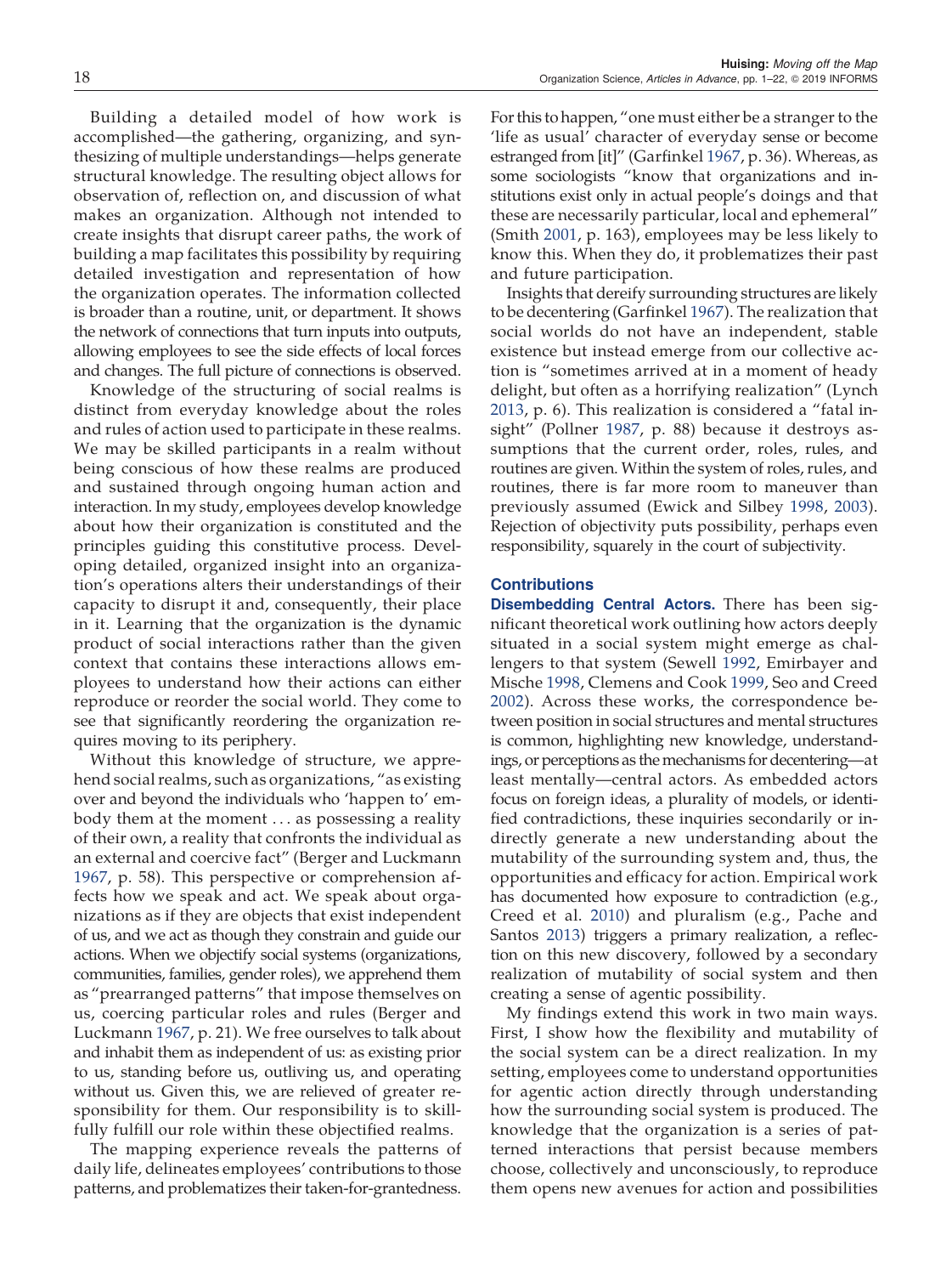Building a detailed model of how work is accomplished—the gathering, organizing, and synthesizing of multiple understandings—helps generate structural knowledge. The resulting object allows for observation of, reflection on, and discussion of what makes an organization. Although not intended to create insights that disrupt career paths, the work of building a map facilitates this possibility by requiring detailed investigation and representation of how the organization operates. The information collected is broader than a routine, unit, or department. It shows the network of connections that turn inputs into outputs, allowing employees to see the side effects of local forces and changes. The full picture of connections is observed.

Knowledge of the structuring of social realms is distinct from everyday knowledge about the roles and rules of action used to participate in these realms. We may be skilled participants in a realm without being conscious of how these realms are produced and sustained through ongoing human action and interaction. In my study, employees develop knowledge about how their organization is constituted and the principles guiding this constitutive process. Developing detailed, organized insight into an organization's operations alters their understandings of their capacity to disrupt it and, consequently, their place in it. Learning that the organization is the dynamic product of social interactions rather than the given context that contains these interactions allows employees to understand how their actions can either reproduce or reorder the social world. They come to see that significantly reordering the organization requires moving to its periphery.

Without this knowledge of structure, we apprehend social realms, such as organizations, "as existing over and beyond the individuals who 'happen to' embody them at the moment . . . as possessing a reality of their own, a reality that confronts the individual as an external and coercive fact" (Berger and Luckmann 1967, p. 58). This perspective or comprehension affects how we speak and act. We speak about organizations as if they are objects that exist independent of us, and we act as though they constrain and guide our actions. When we objectify social systems (organizations, communities, families, gender roles), we apprehend them as "prearranged patterns" that impose themselves on us, coercing particular roles and rules (Berger and Luckmann 1967, p. 21). We free ourselves to talk about and inhabit them as independent of us: as existing prior to us, standing before us, outliving us, and operating without us. Given this, we are relieved of greater responsibility for them. Our responsibility is to skillfully fulfill our role within these objectified realms.

The mapping experience reveals the patterns of daily life, delineates employees' contributions to those patterns, and problematizes their taken-for-grantedness. For this to happen, "one must either be a stranger to the 'life as usual' character of everyday sense or become estranged from [it]" (Garfinkel 1967, p. 36). Whereas, as some sociologists "know that organizations and institutions exist only in actual people's doings and that these are necessarily particular, local and ephemeral" (Smith 2001, p. 163), employees may be less likely to know this. When they do, it problematizes their past and future participation.

Insights that dereify surrounding structures are likely to be decentering (Garfinkel 1967). The realization that social worlds do not have an independent, stable existence but instead emerge from our collective action is "sometimes arrived at in a moment of heady delight, but often as a horrifying realization" (Lynch 2013, p. 6). This realization is considered a "fatal insight" (Pollner 1987, p. 88) because it destroys assumptions that the current order, roles, rules, and routines are given. Within the system of roles, rules, and routines, there is far more room to maneuver than previously assumed (Ewick and Silbey 1998, 2003). Rejection of objectivity puts possibility, perhaps even responsibility, squarely in the court of subjectivity.

### Contributions

**Disembedding Central Actors.** There has been significant theoretical work outlining how actors deeply situated in a social system might emerge as challengers to that system (Sewell 1992, Emirbayer and Mische 1998, Clemens and Cook 1999, Seo and Creed 2002). Across these works, the correspondence between position in social structures and mental structures is common, highlighting new knowledge, understandings, or perceptions as the mechanisms for decentering—at least mentally—central actors. As embedded actors focus on foreign ideas, a plurality of models, or identified contradictions, these inquiries secondarily or indirectly generate a new understanding about the mutability of the surrounding system and, thus, the opportunities and efficacy for action. Empirical work has documented how exposure to contradiction (e.g., Creed et al. 2010) and pluralism (e.g., Pache and Santos 2013) triggers a primary realization, a reflection on this new discovery, followed by a secondary realization of mutability of social system and then creating a sense of agentic possibility.

My findings extend this work in two main ways. First, I show how the flexibility and mutability of the social system can be a direct realization. In my setting, employees come to understand opportunities for agentic action directly through understanding how the surrounding social system is produced. The knowledge that the organization is a series of patterned interactions that persist because members choose, collectively and unconsciously, to reproduce them opens new avenues for action and possibilities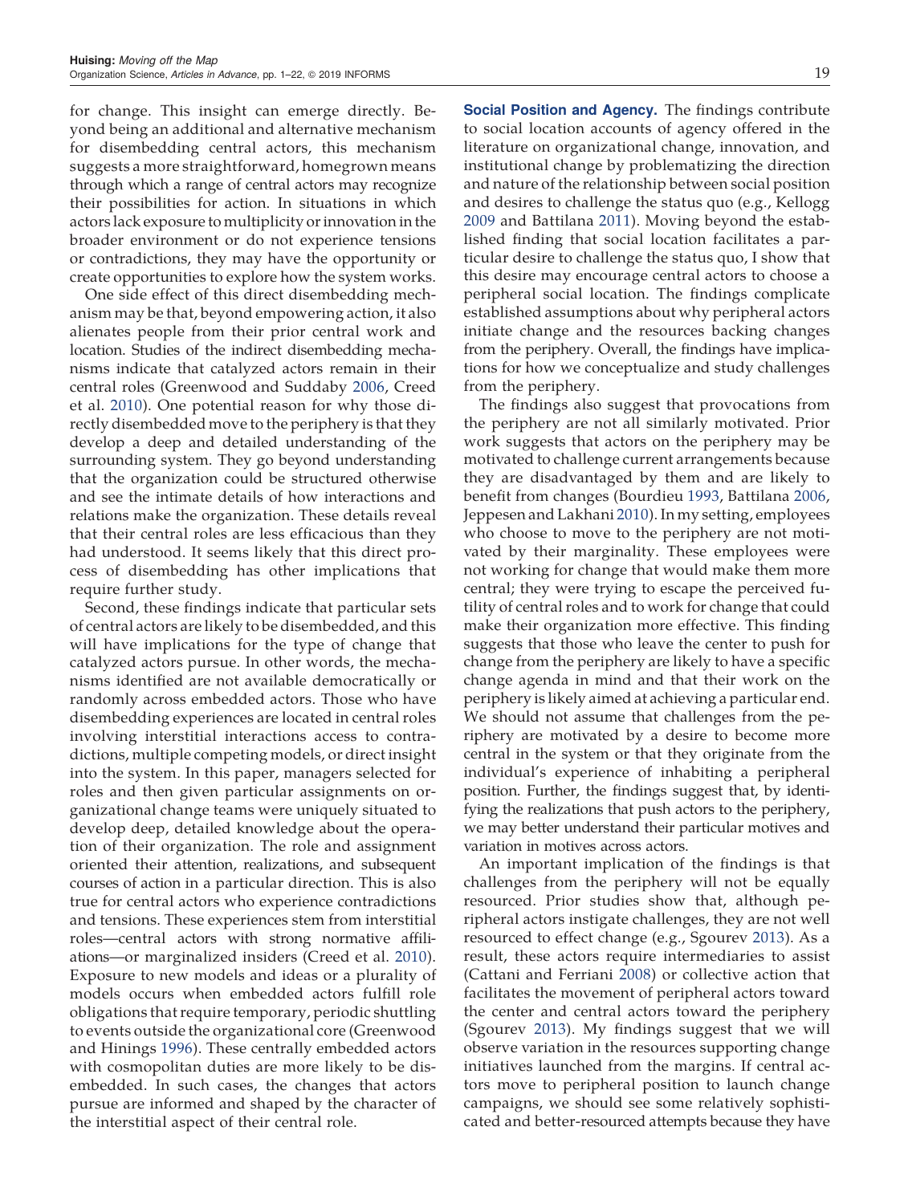for change. This insight can emerge directly. Beyond being an additional and alternative mechanism for disembedding central actors, this mechanism suggests a more straightforward, homegrown means through which a range of central actors may recognize their possibilities for action. In situations in which actors lack exposure to multiplicity or innovation in the broader environment or do not experience tensions or contradictions, they may have the opportunity or create opportunities to explore how the system works.

One side effect of this direct disembedding mechanism may be that, beyond empowering action, it also alienates people from their prior central work and location. Studies of the indirect disembedding mechanisms indicate that catalyzed actors remain in their central roles (Greenwood and Suddaby 2006, Creed et al. 2010). One potential reason for why those directly disembedded move to the periphery is that they develop a deep and detailed understanding of the surrounding system. They go beyond understanding that the organization could be structured otherwise and see the intimate details of how interactions and relations make the organization. These details reveal that their central roles are less efficacious than they had understood. It seems likely that this direct process of disembedding has other implications that require further study.

Second, these findings indicate that particular sets of central actors are likely to be disembedded, and this will have implications for the type of change that catalyzed actors pursue. In other words, the mechanisms identified are not available democratically or randomly across embedded actors. Those who have disembedding experiences are located in central roles involving interstitial interactions access to contradictions, multiple competing models, or direct insight into the system. In this paper, managers selected for roles and then given particular assignments on organizational change teams were uniquely situated to develop deep, detailed knowledge about the operation of their organization. The role and assignment oriented their attention, realizations, and subsequent courses of action in a particular direction. This is also true for central actors who experience contradictions and tensions. These experiences stem from interstitial roles—central actors with strong normative affiliations—or marginalized insiders (Creed et al. 2010). Exposure to new models and ideas or a plurality of models occurs when embedded actors fulfill role obligations that require temporary, periodic shuttling to events outside the organizational core (Greenwood and Hinings 1996). These centrally embedded actors with cosmopolitan duties are more likely to be disembedded. In such cases, the changes that actors pursue are informed and shaped by the character of the interstitial aspect of their central role.

**Social Position and Agency.** The findings contribute to social location accounts of agency offered in the literature on organizational change, innovation, and institutional change by problematizing the direction and nature of the relationship between social position and desires to challenge the status quo (e.g., Kellogg 2009 and Battilana 2011). Moving beyond the established finding that social location facilitates a particular desire to challenge the status quo, I show that this desire may encourage central actors to choose a peripheral social location. The findings complicate established assumptions about why peripheral actors initiate change and the resources backing changes from the periphery. Overall, the findings have implications for how we conceptualize and study challenges from the periphery.

The findings also suggest that provocations from the periphery are not all similarly motivated. Prior work suggests that actors on the periphery may be motivated to challenge current arrangements because they are disadvantaged by them and are likely to benefit from changes (Bourdieu 1993, Battilana 2006, Jeppesen and Lakhani 2010). In my setting, employees who choose to move to the periphery are not motivated by their marginality. These employees were not working for change that would make them more central; they were trying to escape the perceived futility of central roles and to work for change that could make their organization more effective. This finding suggests that those who leave the center to push for change from the periphery are likely to have a specific change agenda in mind and that their work on the periphery is likely aimed at achieving a particular end. We should not assume that challenges from the periphery are motivated by a desire to become more central in the system or that they originate from the individual's experience of inhabiting a peripheral position. Further, the findings suggest that, by identifying the realizations that push actors to the periphery, we may better understand their particular motives and variation in motives across actors.

An important implication of the findings is that challenges from the periphery will not be equally resourced. Prior studies show that, although peripheral actors instigate challenges, they are not well resourced to effect change (e.g., Sgourev 2013). As a result, these actors require intermediaries to assist (Cattani and Ferriani 2008) or collective action that facilitates the movement of peripheral actors toward the center and central actors toward the periphery (Sgourev 2013). My findings suggest that we will observe variation in the resources supporting change initiatives launched from the margins. If central actors move to peripheral position to launch change campaigns, we should see some relatively sophisticated and better-resourced attempts because they have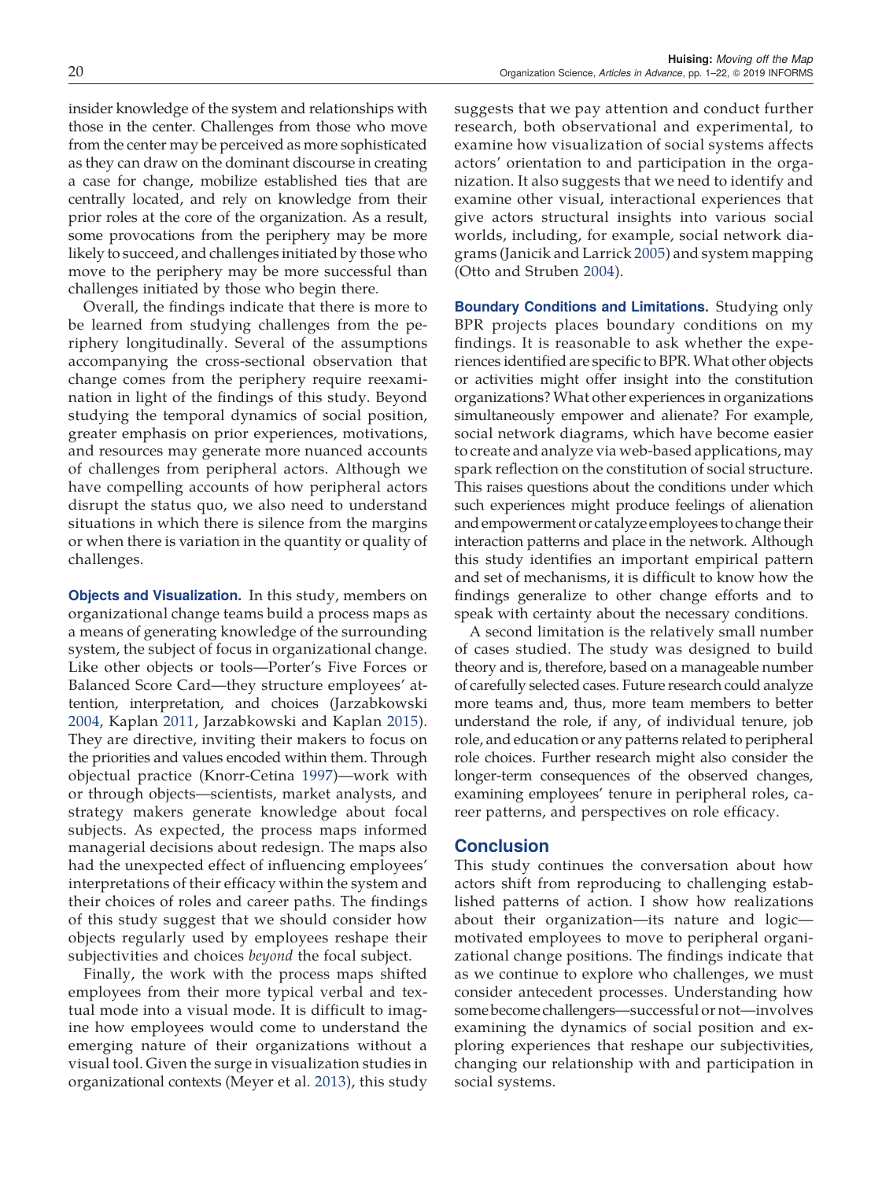insider knowledge of the system and relationships with those in the center. Challenges from those who move from the center may be perceived as more sophisticated as they can draw on the dominant discourse in creating a case for change, mobilize established ties that are centrally located, and rely on knowledge from their prior roles at the core of the organization. As a result, some provocations from the periphery may be more likely to succeed, and challenges initiated by those who move to the periphery may be more successful than challenges initiated by those who begin there.

Overall, the findings indicate that there is more to be learned from studying challenges from the periphery longitudinally. Several of the assumptions accompanying the cross-sectional observation that change comes from the periphery require reexamination in light of the findings of this study. Beyond studying the temporal dynamics of social position, greater emphasis on prior experiences, motivations, and resources may generate more nuanced accounts of challenges from peripheral actors. Although we have compelling accounts of how peripheral actors disrupt the status quo, we also need to understand situations in which there is silence from the margins or when there is variation in the quantity or quality of challenges.

**Objects and Visualization.** In this study, members on organizational change teams build a process maps as a means of generating knowledge of the surrounding system, the subject of focus in organizational change. Like other objects or tools—Porter's Five Forces or Balanced Score Card—they structure employees' attention, interpretation, and choices (Jarzabkowski 2004, Kaplan 2011, Jarzabkowski and Kaplan 2015). They are directive, inviting their makers to focus on the priorities and values encoded within them. Through objectual practice (Knorr-Cetina 1997)—work with or through objects—scientists, market analysts, and strategy makers generate knowledge about focal subjects. As expected, the process maps informed managerial decisions about redesign. The maps also had the unexpected effect of influencing employees' interpretations of their efficacy within the system and their choices of roles and career paths. The findings of this study suggest that we should consider how objects regularly used by employees reshape their subjectivities and choices *beyond* the focal subject.

Finally, the work with the process maps shifted employees from their more typical verbal and textual mode into a visual mode. It is difficult to imagine how employees would come to understand the emerging nature of their organizations without a visual tool. Given the surge in visualization studies in organizational contexts (Meyer et al. 2013), this study suggests that we pay attention and conduct further research, both observational and experimental, to examine how visualization of social systems affects actors' orientation to and participation in the organization. It also suggests that we need to identify and examine other visual, interactional experiences that give actors structural insights into various social worlds, including, for example, social network diagrams (Janicik and Larrick 2005) and system mapping (Otto and Struben 2004).

**Boundary Conditions and Limitations.** Studying only BPR projects places boundary conditions on my findings. It is reasonable to ask whether the experiences identified are specific to BPR. What other objects or activities might offer insight into the constitution organizations? What other experiences in organizations simultaneously empower and alienate? For example, social network diagrams, which have become easier to create and analyze via web-based applications, may spark reflection on the constitution of social structure. This raises questions about the conditions under which such experiences might produce feelings of alienation and empowerment or catalyze employees to change their interaction patterns and place in the network. Although this study identifies an important empirical pattern and set of mechanisms, it is difficult to know how the findings generalize to other change efforts and to speak with certainty about the necessary conditions.

A second limitation is the relatively small number of cases studied. The study was designed to build theory and is, therefore, based on a manageable number of carefully selected cases. Future research could analyze more teams and, thus, more team members to better understand the role, if any, of individual tenure, job role, and education or any patterns related to peripheral role choices. Further research might also consider the longer-term consequences of the observed changes, examining employees' tenure in peripheral roles, career patterns, and perspectives on role efficacy.

## Conclusion

This study continues the conversation about how actors shift from reproducing to challenging established patterns of action. I show how realizations about their organization—its nature and logic—motivated employees to move to peripheral organizational change positions. The findings indicate that as we continue to explore who challenges, we must consider antecedent processes. Understanding how some become challengers—successful or not—involves examining the dynamics of social position and exploring experiences that reshape our subjectivities, changing our relationship with and participation in social systems.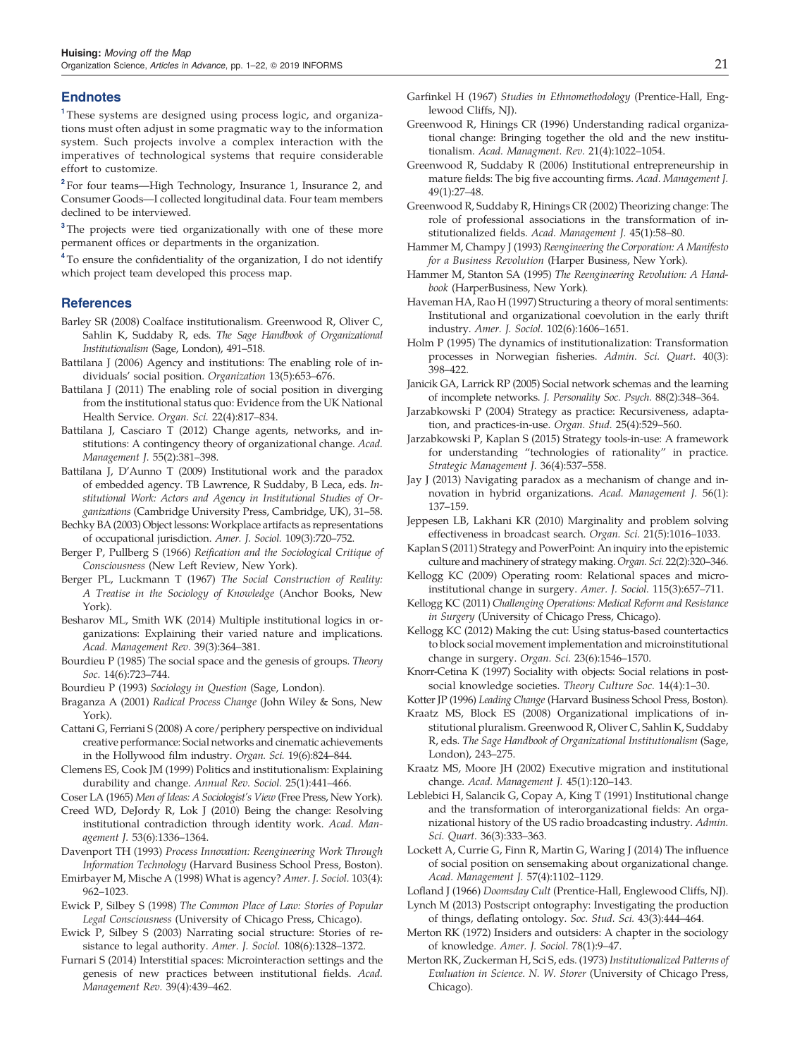## Endnotes

[1] These systems are designed using process logic, and organizations must often adjust in some pragmatic way to the information system. Such projects involve a complex interaction with the imperatives of technological systems that require considerable effort to customize.

[2] For four teams—High Technology, Insurance 1, Insurance 2, and Consumer Goods—I collected longitudinal data. Four team members declined to be interviewed.

[3] The projects were tied organizationally with one of these more permanent offices or departments in the organization.

[4] To ensure the confidentiality of the organization, I do not identify which project team developed this process map.

## References

Barley SR (2008) Coalface institutionalism. Greenwood R, Oliver C, Sahlin K, Suddaby R, eds. *The Sage Handbook of Organizational Institutionalism* (Sage, London), 491–518.

Battilana J (2006) Agency and institutions: The enabling role of individuals' social position. *Organization* 13(5):653–676.

Battilana J (2011) The enabling role of social position in diverging from the institutional status quo: Evidence from the UK National Health Service. *Organ. Sci.* 22(4):817–834.

Battilana J, Casciaro T (2012) Change agents, networks, and institutions: A contingency theory of organizational change. *Acad. Management J.* 55(2):381–398.

Battilana J, D'Aunno T (2009) Institutional work and the paradox of embedded agency. TB Lawrence, R Suddaby, B Leca, eds. *Institutional Work: Actors and Agency in Institutional Studies of Organizations* (Cambridge University Press, Cambridge, UK), 31–58.

Bechky BA (2003) Object lessons: Workplace artifacts as representations of occupational jurisdiction. *Amer. J. Sociol.* 109(3):720–752.

Berger P, Pullberg S (1966) *Reification and the Sociological Critique of Consciousness* (New Left Review, New York).

Berger PL, Luckmann T (1967) *The Social Construction of Reality: A Treatise in the Sociology of Knowledge* (Anchor Books, New York).

Besharov ML, Smith WK (2014) Multiple institutional logics in organizations: Explaining their varied nature and implications. *Acad. Management Rev.* 39(3):364–381.

Bourdieu P (1985) The social space and the genesis of groups. *Theory Soc.* 14(6):723–744.

Bourdieu P (1993) *Sociology in Question* (Sage, London).

Braganza A (2001) *Radical Process Change* (John Wiley & Sons, New York).

Cattani G, Ferriani S (2008) A core/periphery perspective on individual creative performance: Social networks and cinematic achievements in the Hollywood film industry. *Organ. Sci.* 19(6):824–844.

Clemens ES, Cook JM (1999) Politics and institutionalism: Explaining durability and change. *Annual Rev. Sociol.* 25(1):441–466.

Coser LA (1965) *Men of Ideas: A Sociologist's View* (Free Press, New York).

Creed WD, DeJordy R, Lok J (2010) Being the change: Resolving institutional contradiction through identity work. *Acad. Management J.* 53(6):1336–1364.

Davenport TH (1993) *Process Innovation: Reengineering Work Through Information Technology* (Harvard Business School Press, Boston).

Emirbayer M, Mische A (1998) What is agency? *Amer. J. Sociol.* 103(4): 962–1023.

Ewick P, Silbey S (1998) *The Common Place of Law: Stories of Popular Legal Consciousness* (University of Chicago Press, Chicago).

Ewick P, Silbey S (2003) Narrating social structure: Stories of resistance to legal authority. *Amer. J. Sociol.* 108(6):1328–1372.

Furnari S (2014) Interstitial spaces: Microinteraction settings and the genesis of new practices between institutional fields. *Acad. Management Rev.* 39(4):439–462.

Garfinkel H (1967) *Studies in Ethnomethodology* (Prentice-Hall, Englewood Cliffs, NJ).

Greenwood R, Hinings CR (1996) Understanding radical organizational change: Bringing together the old and the new institutionalism. *Acad. Managment. Rev.* 21(4):1022–1054.

Greenwood R, Suddaby R (2006) Institutional entrepreneurship in mature fields: The big five accounting firms. *Acad. Management J.* 49(1):27–48.

Greenwood R, Suddaby R, Hinings CR (2002) Theorizing change: The role of professional associations in the transformation of institutionalized fields. *Acad. Management J.* 45(1):58–80.

Hammer M, Champy J (1993) *Reengineering the Corporation: A Manifesto for a Business Revolution* (Harper Business, New York).

Hammer M, Stanton SA (1995) *The Reengineering Revolution: A Handbook* (HarperBusiness, New York).

Haveman HA, Rao H (1997) Structuring a theory of moral sentiments: Institutional and organizational coevolution in the early thrift industry. *Amer. J. Sociol.* 102(6):1606–1651.

Holm P (1995) The dynamics of institutionalization: Transformation processes in Norwegian fisheries. *Admin. Sci. Quart.* 40(3): 398–422.

Janicik GA, Larrick RP (2005) Social network schemas and the learning of incomplete networks. *J. Personality Soc. Psych.* 88(2):348–364.

Jarzabkowski P (2004) Strategy as practice: Recursiveness, adaptation, and practices-in-use. *Organ. Stud.* 25(4):529–560.

Jarzabkowski P, Kaplan S (2015) Strategy tools-in-use: A framework for understanding "technologies of rationality" in practice. *Strategic Management J.* 36(4):537–558.

Jay J (2013) Navigating paradox as a mechanism of change and innovation in hybrid organizations. *Acad. Management J.* 56(1): 137–159.

Jeppesen LB, Lakhani KR (2010) Marginality and problem solving effectiveness in broadcast search. *Organ. Sci.* 21(5):1016–1033.

Kaplan S (2011) Strategy and PowerPoint: An inquiry into the epistemic culture and machinery of strategy making. *Organ. Sci.* 22(2):320–346.

Kellogg KC (2009) Operating room: Relational spaces and microinstitutional change in surgery. *Amer. J. Sociol.* 115(3):657–711.

Kellogg KC (2011) *Challenging Operations: Medical Reform and Resistance in Surgery* (University of Chicago Press, Chicago).

Kellogg KC (2012) Making the cut: Using status-based countertactics to block social movement implementation and microinstitutional change in surgery. *Organ. Sci.* 23(6):1546–1570.

Knorr-Cetina K (1997) Sociality with objects: Social relations in postsocial knowledge societies. *Theory Culture Soc.* 14(4):1–30.

Kotter JP (1996) *Leading Change* (Harvard Business School Press, Boston).

Kraatz MS, Block ES (2008) Organizational implications of institutional pluralism. Greenwood R, Oliver C, Sahlin K, Suddaby R, eds. *The Sage Handbook of Organizational Institutionalism* (Sage, London), 243–275.

Kraatz MS, Moore JH (2002) Executive migration and institutional change. *Acad. Management J.* 45(1):120–143.

Leblebici H, Salancik G, Copay A, King T (1991) Institutional change and the transformation of interorganizational fields: An organizational history of the US radio broadcasting industry. *Admin. Sci. Quart.* 36(3):333–363.

Lockett A, Currie G, Finn R, Martin G, Waring J (2014) The influence of social position on sensemaking about organizational change. *Acad. Management J.* 57(4):1102–1129.

Lofland J (1966) *Doomsday Cult* (Prentice-Hall, Englewood Cliffs, NJ).

Lynch M (2013) Postscript ontography: Investigating the production of things, deflating ontology. *Soc. Stud. Sci.* 43(3):444–464.

Merton RK (1972) Insiders and outsiders: A chapter in the sociology of knowledge. *Amer. J. Sociol.* 78(1):9–47.

Merton RK, Zuckerman H, Sci S, eds. (1973) *Institutionalized Patterns of Evaluation in Science. N. W. Storer* (University of Chicago Press, Chicago).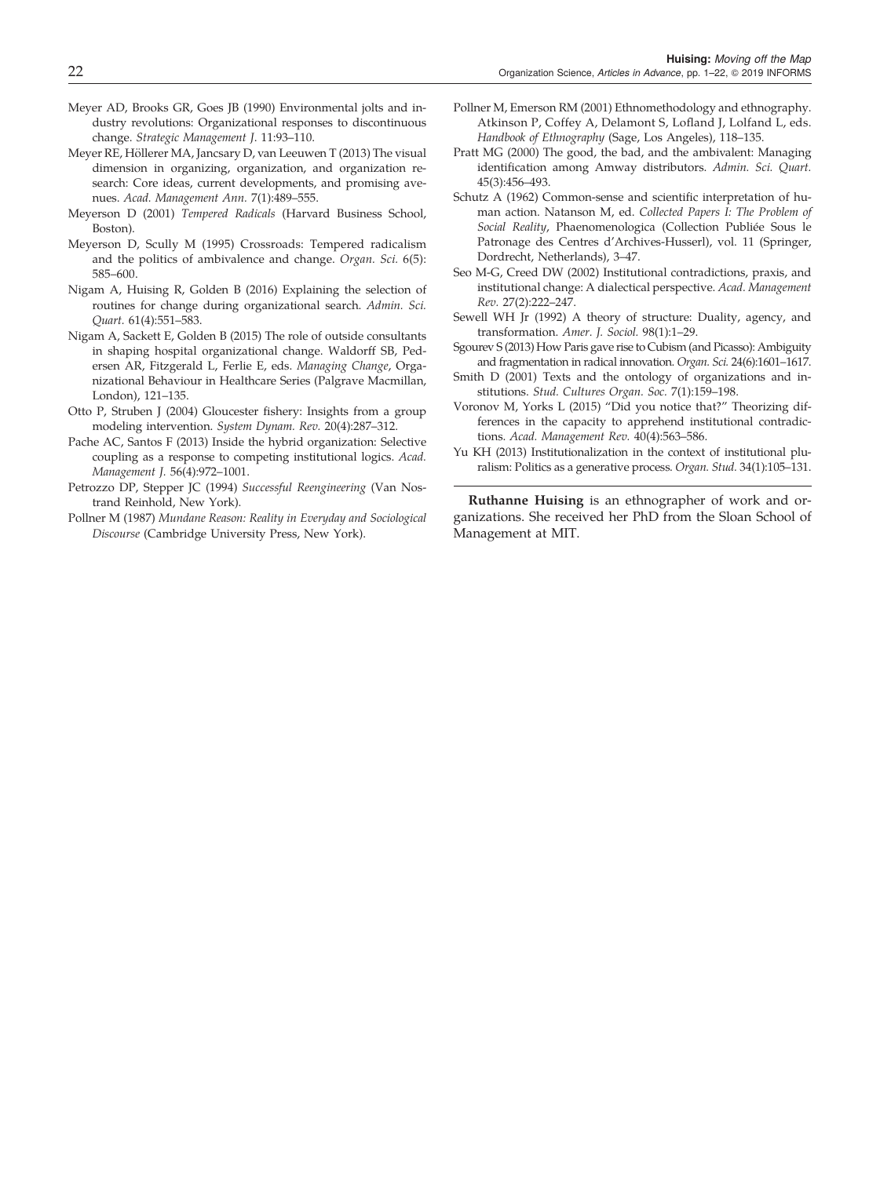Meyer AD, Brooks GR, Goes JB (1990) Environmental jolts and industry revolutions: Organizational responses to discontinuous change. *Strategic Management J.* 11:93–110.

Meyer RE, Höllerer MA, Jancsary D, van Leeuwen T (2013) The visual dimension in organizing, organization, and organization research: Core ideas, current developments, and promising avenues. *Acad. Management Ann.* 7(1):489–555.

Meyerson D (2001) *Tempered Radicals* (Harvard Business School, Boston).

Meyerson D, Scully M (1995) Crossroads: Tempered radicalism and the politics of ambivalence and change. *Organ. Sci.* 6(5): 585–600.

Nigam A, Huising R, Golden B (2016) Explaining the selection of routines for change during organizational search. *Admin. Sci. Quart.* 61(4):551–583.

Nigam A, Sackett E, Golden B (2015) The role of outside consultants in shaping hospital organizational change. Waldorff SB, Pedersen AR, Fitzgerald L, Ferlie E, eds. *Managing Change*, Organizational Behaviour in Healthcare Series (Palgrave Macmillan, London), 121–135.

Otto P, Struben J (2004) Gloucester fishery: Insights from a group modeling intervention. *System Dynam. Rev.* 20(4):287–312.

Pache AC, Santos F (2013) Inside the hybrid organization: Selective coupling as a response to competing institutional logics. *Acad. Management J.* 56(4):972–1001.

Petrozzo DP, Stepper JC (1994) *Successful Reengineering* (Van Nostrand Reinhold, New York).

Pollner M (1987) *Mundane Reason: Reality in Everyday and Sociological Discourse* (Cambridge University Press, New York).

Pollner M, Emerson RM (2001) Ethnomethodology and ethnography. Atkinson P, Coffey A, Delamont S, Lofland J, Lolfand L, eds. *Handbook of Ethnography* (Sage, Los Angeles), 118–135.

Pratt MG (2000) The good, the bad, and the ambivalent: Managing identification among Amway distributors. *Admin. Sci. Quart.* 45(3):456–493.

Schutz A (1962) Common-sense and scientific interpretation of human action. Natanson M, ed. *Collected Papers I: The Problem of Social Reality*, Phaenomenologica (Collection Publiée Sous le Patronage des Centres d'Archives-Husserl), vol. 11 (Springer, Dordrecht, Netherlands), 3–47.

Seo M-G, Creed DW (2002) Institutional contradictions, praxis, and institutional change: A dialectical perspective. *Acad. Management Rev.* 27(2):222–247.

Sewell WH Jr (1992) A theory of structure: Duality, agency, and transformation. *Amer. J. Sociol.* 98(1):1–29.

Sgourev S (2013) How Paris gave rise to Cubism (and Picasso): Ambiguity and fragmentation in radical innovation. *Organ. Sci.* 24(6):1601–1617.

Smith D (2001) Texts and the ontology of organizations and institutions. *Stud. Cultures Organ. Soc.* 7(1):159–198.

Voronov M, Yorks L (2015) "Did you notice that?" Theorizing differences in the capacity to apprehend institutional contradictions. *Acad. Management Rev.* 40(4):563–586.

Yu KH (2013) Institutionalization in the context of institutional pluralism: Politics as a generative process. *Organ. Stud.* 34(1):105–131.

**Ruthanne Huising** is an ethnographer of work and organizations. She received her PhD from the Sloan School of Management at MIT.